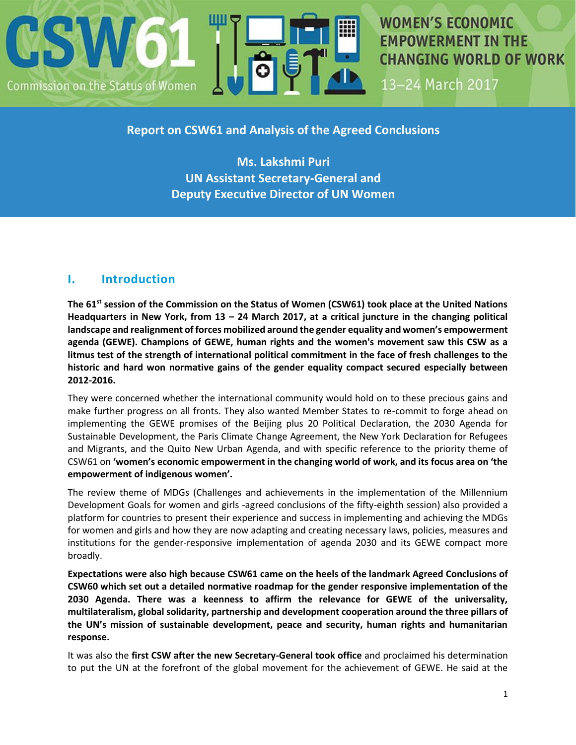CSW61

Commission on the Status of Women

WOMEN'S ECONOMIC EMPOWERMENT IN THE CHANGING WORLD OF WORK

13–24 March 2017

# Report on CSW61 and Analysis of the Agreed Conclusions

**Ms. Lakshmi Puri**
**UN Assistant Secretary-General and**
**Deputy Executive Director of UN Women**

## I. Introduction

**The 61st session of the Commission on the Status of Women (CSW61) took place at the United Nations Headquarters in New York, from 13 – 24 March 2017, at a critical juncture in the changing political landscape and realignment of forces mobilized around the gender equality and women's empowerment agenda (GEWE). Champions of GEWE, human rights and the women's movement saw this CSW as a litmus test of the strength of international political commitment in the face of fresh challenges to the historic and hard won normative gains of the gender equality compact secured especially between 2012-2016.**

They were concerned whether the international community would hold on to these precious gains and make further progress on all fronts. They also wanted Member States to re-commit to forge ahead on implementing the GEWE promises of the Beijing plus 20 Political Declaration, the 2030 Agenda for Sustainable Development, the Paris Climate Change Agreement, the New York Declaration for Refugees and Migrants, and the Quito New Urban Agenda, and with specific reference to the priority theme of CSW61 on **'women's economic empowerment in the changing world of work, and its focus area on 'the empowerment of indigenous women'.**

The review theme of MDGs (Challenges and achievements in the implementation of the Millennium Development Goals for women and girls -agreed conclusions of the fifty-eighth session) also provided a platform for countries to present their experience and success in implementing and achieving the MDGs for women and girls and how they are now adapting and creating necessary laws, policies, measures and institutions for the gender-responsive implementation of agenda 2030 and its GEWE compact more broadly.

**Expectations were also high because CSW61 came on the heels of the landmark Agreed Conclusions of CSW60 which set out a detailed normative roadmap for the gender responsive implementation of the 2030 Agenda. There was a keenness to affirm the relevance for GEWE of the universality, multilateralism, global solidarity, partnership and development cooperation around the three pillars of the UN's mission of sustainable development, peace and security, human rights and humanitarian response.**

It was also the **first CSW after the new Secretary-General took office** and proclaimed his determination to put the UN at the forefront of the global movement for the achievement of GEWE. He said at the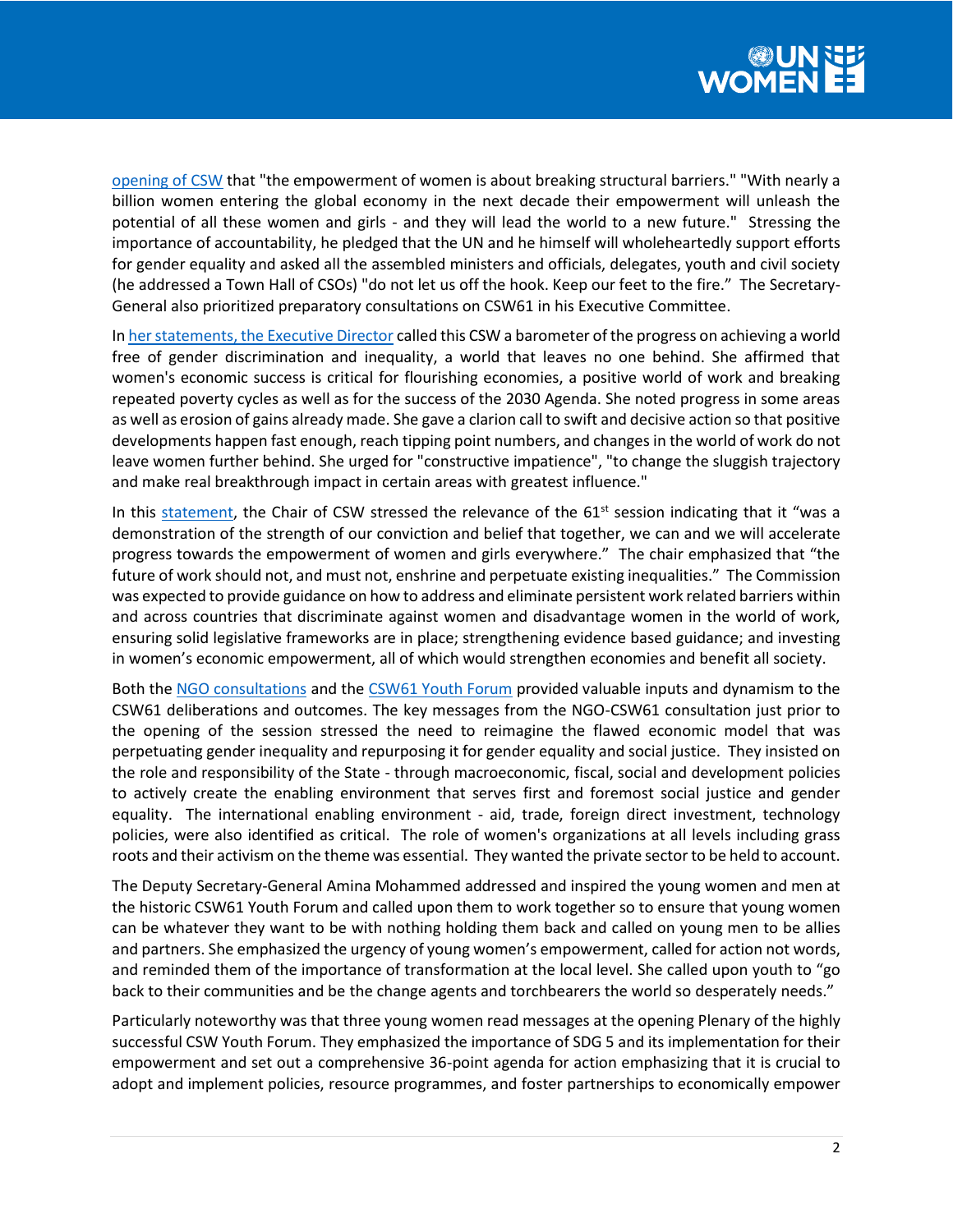opening of CSW that "the empowerment of women is about breaking structural barriers." "With nearly a billion women entering the global economy in the next decade their empowerment will unleash the potential of all these women and girls - and they will lead the world to a new future." Stressing the importance of accountability, he pledged that the UN and he himself will wholeheartedly support efforts for gender equality and asked all the assembled ministers and officials, delegates, youth and civil society (he addressed a Town Hall of CSOs) "do not let us off the hook. Keep our feet to the fire." The Secretary-General also prioritized preparatory consultations on CSW61 in his Executive Committee.

In her statements, the Executive Director called this CSW a barometer of the progress on achieving a world free of gender discrimination and inequality, a world that leaves no one behind. She affirmed that women's economic success is critical for flourishing economies, a positive world of work and breaking repeated poverty cycles as well as for the success of the 2030 Agenda. She noted progress in some areas as well as erosion of gains already made. She gave a clarion call to swift and decisive action so that positive developments happen fast enough, reach tipping point numbers, and changes in the world of work do not leave women further behind. She urged for "constructive impatience", "to change the sluggish trajectory and make real breakthrough impact in certain areas with greatest influence."

In this statement, the Chair of CSW stressed the relevance of the 61st session indicating that it "was a demonstration of the strength of our conviction and belief that together, we can and we will accelerate progress towards the empowerment of women and girls everywhere." The chair emphasized that "the future of work should not, and must not, enshrine and perpetuate existing inequalities." The Commission was expected to provide guidance on how to address and eliminate persistent work related barriers within and across countries that discriminate against women and disadvantage women in the world of work, ensuring solid legislative frameworks are in place; strengthening evidence based guidance; and investing in women's economic empowerment, all of which would strengthen economies and benefit all society.

Both the NGO consultations and the CSW61 Youth Forum provided valuable inputs and dynamism to the CSW61 deliberations and outcomes. The key messages from the NGO-CSW61 consultation just prior to the opening of the session stressed the need to reimagine the flawed economic model that was perpetuating gender inequality and repurposing it for gender equality and social justice. They insisted on the role and responsibility of the State - through macroeconomic, fiscal, social and development policies to actively create the enabling environment that serves first and foremost social justice and gender equality. The international enabling environment - aid, trade, foreign direct investment, technology policies, were also identified as critical. The role of women's organizations at all levels including grass roots and their activism on the theme was essential. They wanted the private sector to be held to account.

The Deputy Secretary-General Amina Mohammed addressed and inspired the young women and men at the historic CSW61 Youth Forum and called upon them to work together so to ensure that young women can be whatever they want to be with nothing holding them back and called on young men to be allies and partners. She emphasized the urgency of young women's empowerment, called for action not words, and reminded them of the importance of transformation at the local level. She called upon youth to "go back to their communities and be the change agents and torchbearers the world so desperately needs."

Particularly noteworthy was that three young women read messages at the opening Plenary of the highly successful CSW Youth Forum. They emphasized the importance of SDG 5 and its implementation for their empowerment and set out a comprehensive 36-point agenda for action emphasizing that it is crucial to adopt and implement policies, resource programmes, and foster partnerships to economically empower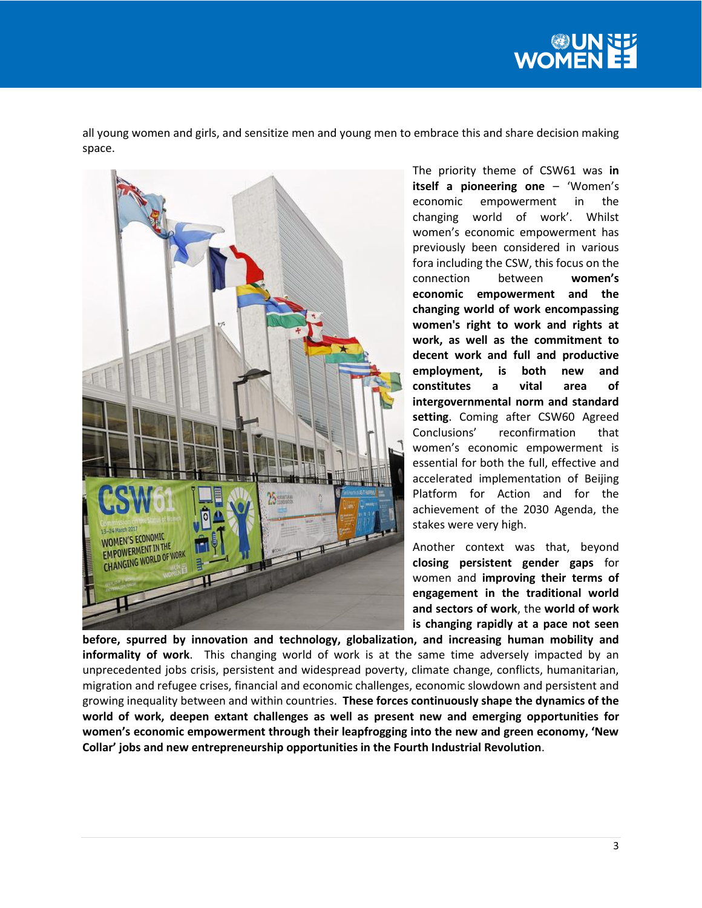all young women and girls, and sensitize men and young men to embrace this and share decision making space.

The priority theme of CSW61 was **in itself a pioneering one** – 'Women's economic empowerment in the changing world of work'. Whilst women's economic empowerment has previously been considered in various fora including the CSW, this focus on the connection between **women's economic empowerment and the changing world of work encompassing women's right to work and rights at work, as well as the commitment to decent work and full and productive employment, is both new and constitutes a vital area of intergovernmental norm and standard setting**. Coming after CSW60 Agreed Conclusions' reconfirmation that women's economic empowerment is essential for both the full, effective and accelerated implementation of Beijing Platform for Action and for the achievement of the 2030 Agenda, the stakes were very high.

Another context was that, beyond **closing persistent gender gaps** for women and **improving their terms of engagement in the traditional world and sectors of work**, the **world of work is changing rapidly at a pace not seen before, spurred by innovation and technology, globalization, and increasing human mobility and informality of work**. This changing world of work is at the same time adversely impacted by an unprecedented jobs crisis, persistent and widespread poverty, climate change, conflicts, humanitarian, migration and refugee crises, financial and economic challenges, economic slowdown and persistent and growing inequality between and within countries. **These forces continuously shape the dynamics of the world of work, deepen extant challenges as well as present new and emerging opportunities for women's economic empowerment through their leapfrogging into the new and green economy, 'New Collar' jobs and new entrepreneurship opportunities in the Fourth Industrial Revolution**.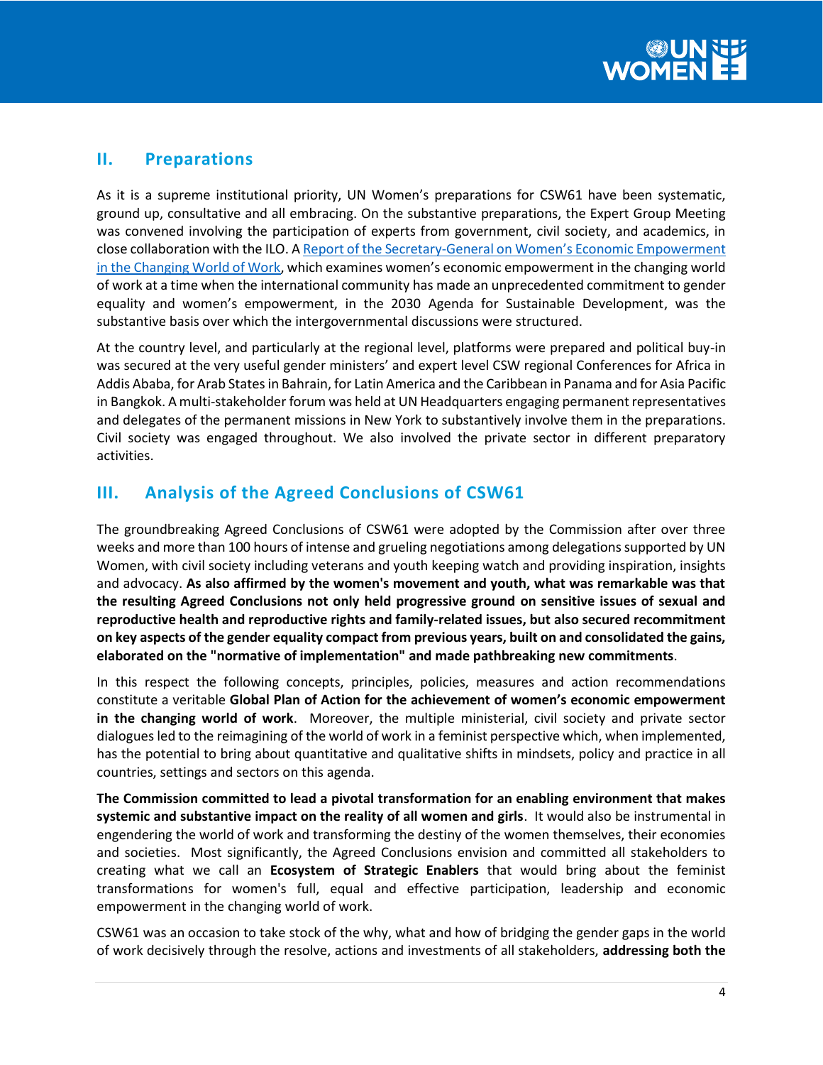## II. Preparations

As it is a supreme institutional priority, UN Women's preparations for CSW61 have been systematic, ground up, consultative and all embracing. On the substantive preparations, the Expert Group Meeting was convened involving the participation of experts from government, civil society, and academics, in close collaboration with the ILO. A Report of the Secretary-General on Women's Economic Empowerment in the Changing World of Work, which examines women's economic empowerment in the changing world of work at a time when the international community has made an unprecedented commitment to gender equality and women's empowerment, in the 2030 Agenda for Sustainable Development, was the substantive basis over which the intergovernmental discussions were structured.

At the country level, and particularly at the regional level, platforms were prepared and political buy-in was secured at the very useful gender ministers' and expert level CSW regional Conferences for Africa in Addis Ababa, for Arab States in Bahrain, for Latin America and the Caribbean in Panama and for Asia Pacific in Bangkok. A multi-stakeholder forum was held at UN Headquarters engaging permanent representatives and delegates of the permanent missions in New York to substantively involve them in the preparations. Civil society was engaged throughout. We also involved the private sector in different preparatory activities.

## III. Analysis of the Agreed Conclusions of CSW61

The groundbreaking Agreed Conclusions of CSW61 were adopted by the Commission after over three weeks and more than 100 hours of intense and grueling negotiations among delegations supported by UN Women, with civil society including veterans and youth keeping watch and providing inspiration, insights and advocacy. **As also affirmed by the women's movement and youth, what was remarkable was that the resulting Agreed Conclusions not only held progressive ground on sensitive issues of sexual and reproductive health and reproductive rights and family-related issues, but also secured recommitment on key aspects of the gender equality compact from previous years, built on and consolidated the gains, elaborated on the "normative of implementation" and made pathbreaking new commitments**.

In this respect the following concepts, principles, policies, measures and action recommendations constitute a veritable **Global Plan of Action for the achievement of women's economic empowerment in the changing world of work**. Moreover, the multiple ministerial, civil society and private sector dialogues led to the reimagining of the world of work in a feminist perspective which, when implemented, has the potential to bring about quantitative and qualitative shifts in mindsets, policy and practice in all countries, settings and sectors on this agenda.

**The Commission committed to lead a pivotal transformation for an enabling environment that makes systemic and substantive impact on the reality of all women and girls**. It would also be instrumental in engendering the world of work and transforming the destiny of the women themselves, their economies and societies. Most significantly, the Agreed Conclusions envision and committed all stakeholders to creating what we call an **Ecosystem of Strategic Enablers** that would bring about the feminist transformations for women's full, equal and effective participation, leadership and economic empowerment in the changing world of work.

CSW61 was an occasion to take stock of the why, what and how of bridging the gender gaps in the world of work decisively through the resolve, actions and investments of all stakeholders, **addressing both the**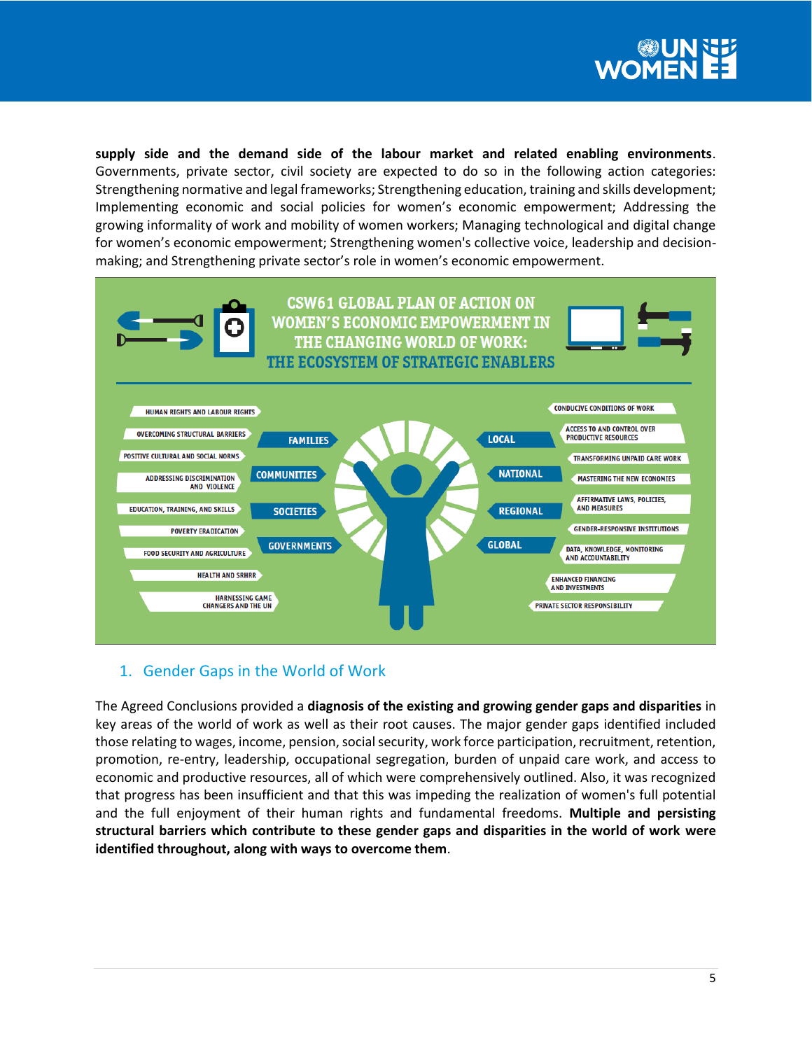**supply side and the demand side of the labour market and related enabling environments**. Governments, private sector, civil society are expected to do so in the following action categories: Strengthening normative and legal frameworks; Strengthening education, training and skills development; Implementing economic and social policies for women's economic empowerment; Addressing the growing informality of work and mobility of women workers; Managing technological and digital change for women's economic empowerment; Strengthening women's collective voice, leadership and decision-making; and Strengthening private sector's role in women's economic empowerment.

**CSW61 GLOBAL PLAN OF ACTION ON WOMEN'S ECONOMIC EMPOWERMENT IN THE CHANGING WORLD OF WORK: THE ECOSYSTEM OF STRATEGIC ENABLERS**

- HUMAN RIGHTS AND LABOUR RIGHTS
- OVERCOMING STRUCTURAL BARRIERS
- POSITIVE CULTURAL AND SOCIAL NORMS
- ADDRESSING DISCRIMINATION AND VIOLENCE
- EDUCATION, TRAINING, AND SKILLS
- POVERTY ERADICATION
- FOOD SECURITY AND AGRICULTURE
- HEALTH AND SRHRR
- HARNESSING GAME CHANGERS AND THE UN

- FAMILIES
- COMMUNITIES
- SOCIETIES
- GOVERNMENTS

- LOCAL
- NATIONAL
- REGIONAL
- GLOBAL

- CONDUCIVE CONDITIONS OF WORK
- ACCESS TO AND CONTROL OVER PRODUCTIVE RESOURCES
- TRANSFORMING UNPAID CARE WORK
- MASTERING THE NEW ECONOMIES
- AFFIRMATIVE LAWS, POLICIES, AND MEASURES
- GENDER-RESPONSIVE INSTITUTIONS
- DATA, KNOWLEDGE, MONITORING AND ACCOUNTABILITY
- ENHANCED FINANCING AND INVESTMENTS
- PRIVATE SECTOR RESPONSIBILITY

## 1. Gender Gaps in the World of Work

The Agreed Conclusions provided a **diagnosis of the existing and growing gender gaps and disparities** in key areas of the world of work as well as their root causes. The major gender gaps identified included those relating to wages, income, pension, social security, work force participation, recruitment, retention, promotion, re-entry, leadership, occupational segregation, burden of unpaid care work, and access to economic and productive resources, all of which were comprehensively outlined. Also, it was recognized that progress has been insufficient and that this was impeding the realization of women's full potential and the full enjoyment of their human rights and fundamental freedoms. **Multiple and persisting structural barriers which contribute to these gender gaps and disparities in the world of work were identified throughout, along with ways to overcome them**.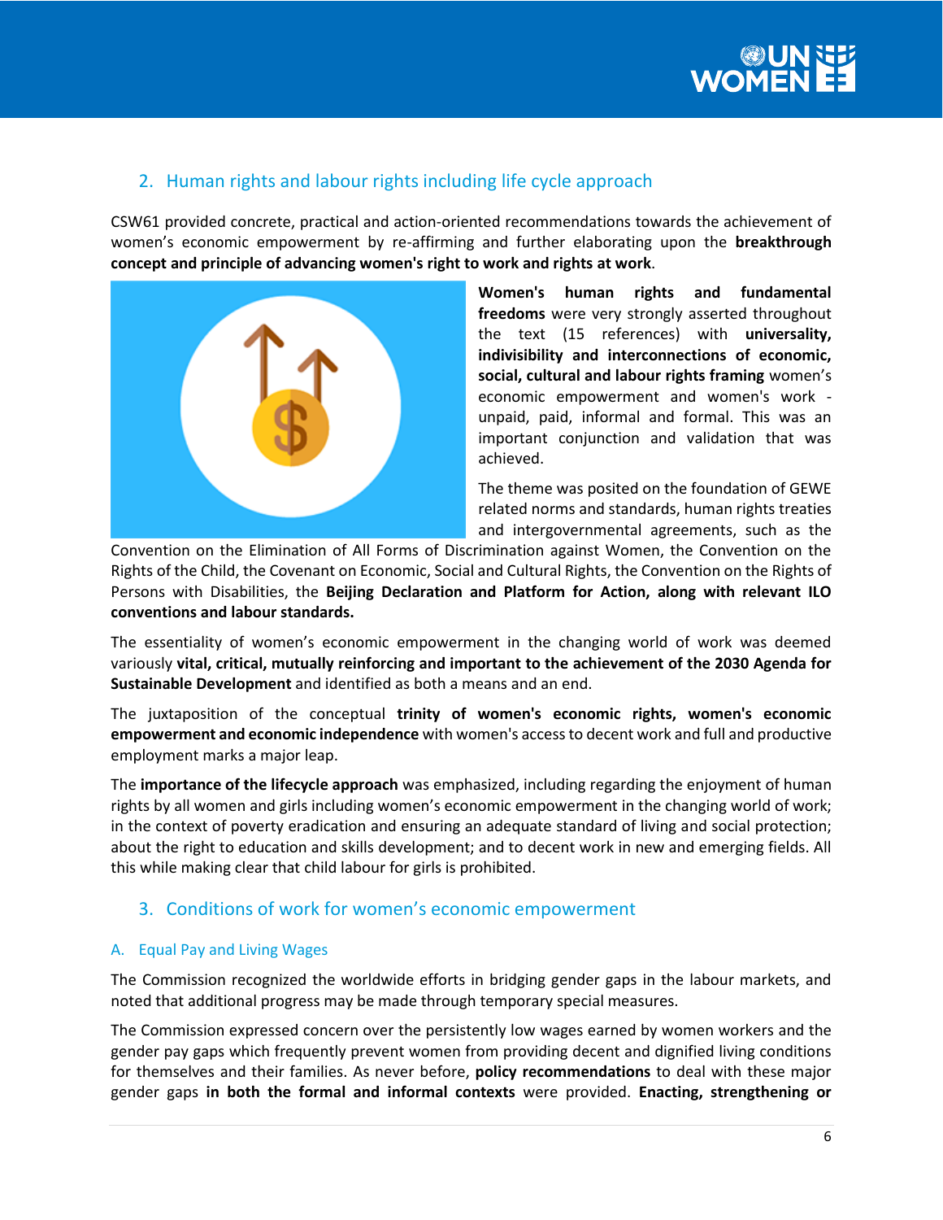## 2. Human rights and labour rights including life cycle approach

CSW61 provided concrete, practical and action-oriented recommendations towards the achievement of women's economic empowerment by re-affirming and further elaborating upon the **breakthrough concept and principle of advancing women's right to work and rights at work**.

**Women's human rights and fundamental freedoms** were very strongly asserted throughout the text (15 references) with **universality, indivisibility and interconnections of economic, social, cultural and labour rights framing** women's economic empowerment and women's work - unpaid, paid, informal and formal. This was an important conjunction and validation that was achieved.

The theme was posited on the foundation of GEWE related norms and standards, human rights treaties and intergovernmental agreements, such as the Convention on the Elimination of All Forms of Discrimination against Women, the Convention on the Rights of the Child, the Covenant on Economic, Social and Cultural Rights, the Convention on the Rights of Persons with Disabilities, the **Beijing Declaration and Platform for Action, along with relevant ILO conventions and labour standards.**

The essentiality of women's economic empowerment in the changing world of work was deemed variously **vital, critical, mutually reinforcing and important to the achievement of the 2030 Agenda for Sustainable Development** and identified as both a means and an end.

The juxtaposition of the conceptual **trinity of women's economic rights, women's economic empowerment and economic independence** with women's access to decent work and full and productive employment marks a major leap.

The **importance of the lifecycle approach** was emphasized, including regarding the enjoyment of human rights by all women and girls including women's economic empowerment in the changing world of work; in the context of poverty eradication and ensuring an adequate standard of living and social protection; about the right to education and skills development; and to decent work in new and emerging fields. All this while making clear that child labour for girls is prohibited.

## 3. Conditions of work for women's economic empowerment

### A. Equal Pay and Living Wages

The Commission recognized the worldwide efforts in bridging gender gaps in the labour markets, and noted that additional progress may be made through temporary special measures.

The Commission expressed concern over the persistently low wages earned by women workers and the gender pay gaps which frequently prevent women from providing decent and dignified living conditions for themselves and their families. As never before, **policy recommendations** to deal with these major gender gaps **in both the formal and informal contexts** were provided. **Enacting, strengthening or**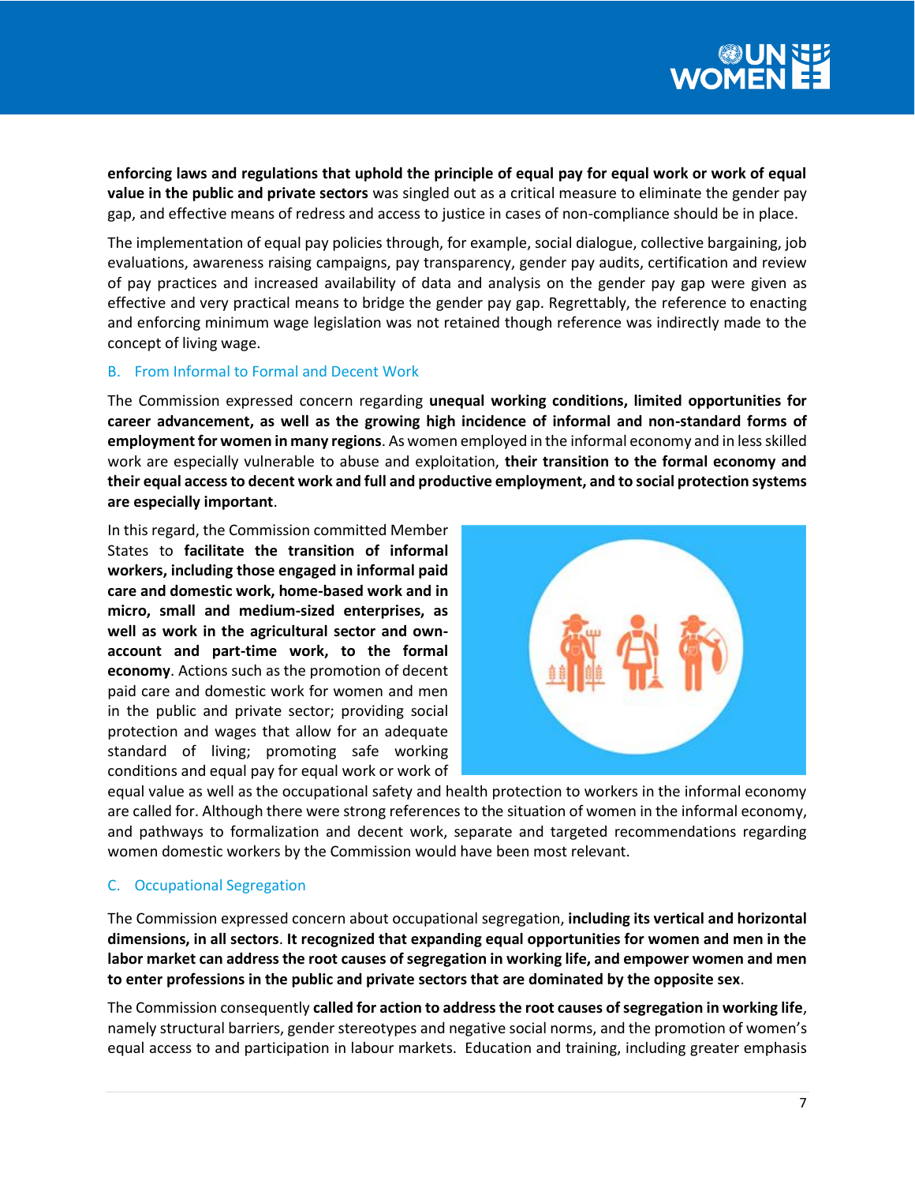**enforcing laws and regulations that uphold the principle of equal pay for equal work or work of equal value in the public and private sectors** was singled out as a critical measure to eliminate the gender pay gap, and effective means of redress and access to justice in cases of non-compliance should be in place.

The implementation of equal pay policies through, for example, social dialogue, collective bargaining, job evaluations, awareness raising campaigns, pay transparency, gender pay audits, certification and review of pay practices and increased availability of data and analysis on the gender pay gap were given as effective and very practical means to bridge the gender pay gap. Regrettably, the reference to enacting and enforcing minimum wage legislation was not retained though reference was indirectly made to the concept of living wage.

### B. From Informal to Formal and Decent Work

The Commission expressed concern regarding **unequal working conditions, limited opportunities for career advancement, as well as the growing high incidence of informal and non-standard forms of employment for women in many regions**. As women employed in the informal economy and in less skilled work are especially vulnerable to abuse and exploitation, **their transition to the formal economy and their equal access to decent work and full and productive employment, and to social protection systems are especially important**.

In this regard, the Commission committed Member States to **facilitate the transition of informal workers, including those engaged in informal paid care and domestic work, home-based work and in micro, small and medium-sized enterprises, as well as work in the agricultural sector and own-account and part-time work, to the formal economy**. Actions such as the promotion of decent paid care and domestic work for women and men in the public and private sector; providing social protection and wages that allow for an adequate standard of living; promoting safe working conditions and equal pay for equal work or work of equal value as well as the occupational safety and health protection to workers in the informal economy are called for. Although there were strong references to the situation of women in the informal economy, and pathways to formalization and decent work, separate and targeted recommendations regarding women domestic workers by the Commission would have been most relevant.

### C. Occupational Segregation

The Commission expressed concern about occupational segregation, **including its vertical and horizontal dimensions, in all sectors**. **It recognized that expanding equal opportunities for women and men in the labor market can address the root causes of segregation in working life, and empower women and men to enter professions in the public and private sectors that are dominated by the opposite sex**.

The Commission consequently **called for action to address the root causes of segregation in working life**, namely structural barriers, gender stereotypes and negative social norms, and the promotion of women's equal access to and participation in labour markets. Education and training, including greater emphasis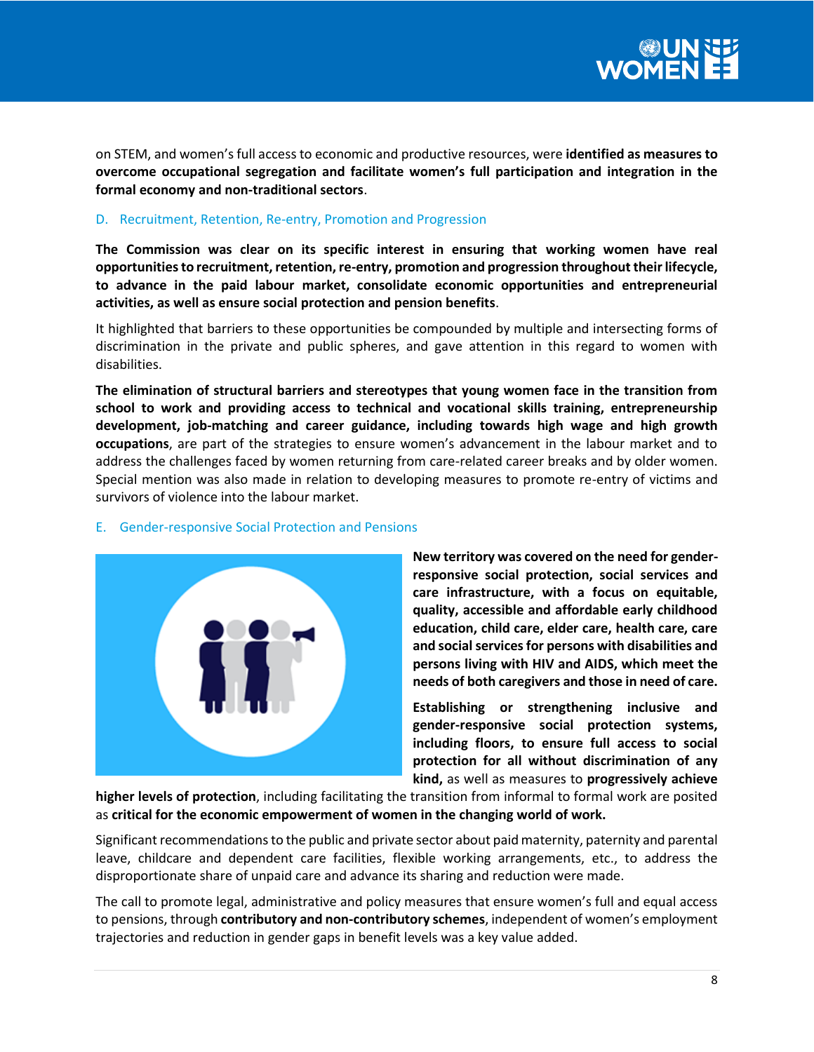on STEM, and women's full access to economic and productive resources, were **identified as measures to overcome occupational segregation and facilitate women's full participation and integration in the formal economy and non-traditional sectors**.

## D. Recruitment, Retention, Re-entry, Promotion and Progression

**The Commission was clear on its specific interest in ensuring that working women have real opportunities to recruitment, retention, re-entry, promotion and progression throughout their lifecycle, to advance in the paid labour market, consolidate economic opportunities and entrepreneurial activities, as well as ensure social protection and pension benefits**.

It highlighted that barriers to these opportunities be compounded by multiple and intersecting forms of discrimination in the private and public spheres, and gave attention in this regard to women with disabilities.

**The elimination of structural barriers and stereotypes that young women face in the transition from school to work and providing access to technical and vocational skills training, entrepreneurship development, job-matching and career guidance, including towards high wage and high growth occupations**, are part of the strategies to ensure women's advancement in the labour market and to address the challenges faced by women returning from care-related career breaks and by older women. Special mention was also made in relation to developing measures to promote re-entry of victims and survivors of violence into the labour market.

## E. Gender-responsive Social Protection and Pensions

**New territory was covered on the need for gender-responsive social protection, social services and care infrastructure, with a focus on equitable, quality, accessible and affordable early childhood education, child care, elder care, health care, care and social services for persons with disabilities and persons living with HIV and AIDS, which meet the needs of both caregivers and those in need of care.**

**Establishing or strengthening inclusive and gender-responsive social protection systems, including floors, to ensure full access to social protection for all without discrimination of any kind,** as well as measures to **progressively achieve higher levels of protection**, including facilitating the transition from informal to formal work are posited as **critical for the economic empowerment of women in the changing world of work.**

Significant recommendations to the public and private sector about paid maternity, paternity and parental leave, childcare and dependent care facilities, flexible working arrangements, etc., to address the disproportionate share of unpaid care and advance its sharing and reduction were made.

The call to promote legal, administrative and policy measures that ensure women's full and equal access to pensions, through **contributory and non-contributory schemes**, independent of women's employment trajectories and reduction in gender gaps in benefit levels was a key value added.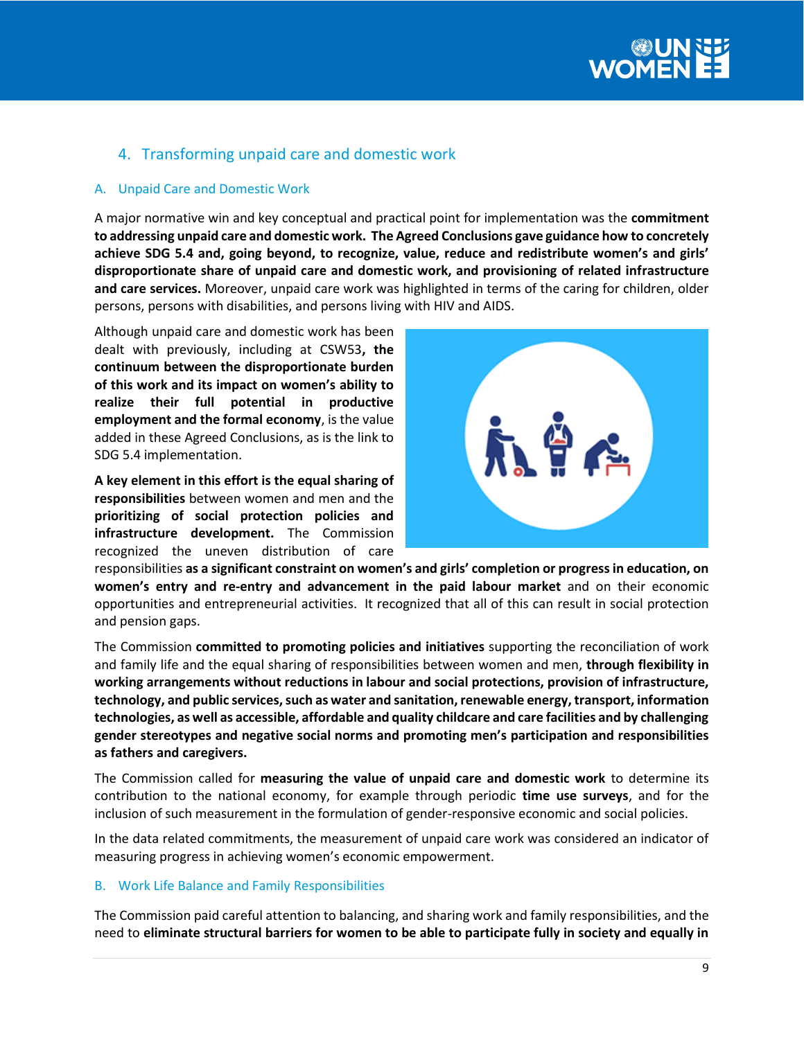## 4. Transforming unpaid care and domestic work

### A. Unpaid Care and Domestic Work

A major normative win and key conceptual and practical point for implementation was the **commitment to addressing unpaid care and domestic work. The Agreed Conclusions gave guidance how to concretely achieve SDG 5.4 and, going beyond, to recognize, value, reduce and redistribute women's and girls' disproportionate share of unpaid care and domestic work, and provisioning of related infrastructure and care services.** Moreover, unpaid care work was highlighted in terms of the caring for children, older persons, persons with disabilities, and persons living with HIV and AIDS.

Although unpaid care and domestic work has been dealt with previously, including at CSW53**, the continuum between the disproportionate burden of this work and its impact on women's ability to realize their full potential in productive employment and the formal economy**, is the value added in these Agreed Conclusions, as is the link to SDG 5.4 implementation.

**A key element in this effort is the equal sharing of responsibilities** between women and men and the **prioritizing of social protection policies and infrastructure development.** The Commission recognized the uneven distribution of care responsibilities **as a significant constraint on women's and girls' completion or progress in education, on women's entry and re-entry and advancement in the paid labour market** and on their economic opportunities and entrepreneurial activities. It recognized that all of this can result in social protection and pension gaps.

The Commission **committed to promoting policies and initiatives** supporting the reconciliation of work and family life and the equal sharing of responsibilities between women and men, **through flexibility in working arrangements without reductions in labour and social protections, provision of infrastructure, technology, and public services, such as water and sanitation, renewable energy, transport, information technologies, as well as accessible, affordable and quality childcare and care facilities and by challenging gender stereotypes and negative social norms and promoting men's participation and responsibilities as fathers and caregivers.**

The Commission called for **measuring the value of unpaid care and domestic work** to determine its contribution to the national economy, for example through periodic **time use surveys**, and for the inclusion of such measurement in the formulation of gender-responsive economic and social policies.

In the data related commitments, the measurement of unpaid care work was considered an indicator of measuring progress in achieving women's economic empowerment.

### B. Work Life Balance and Family Responsibilities

The Commission paid careful attention to balancing, and sharing work and family responsibilities, and the need to **eliminate structural barriers for women to be able to participate fully in society and equally in**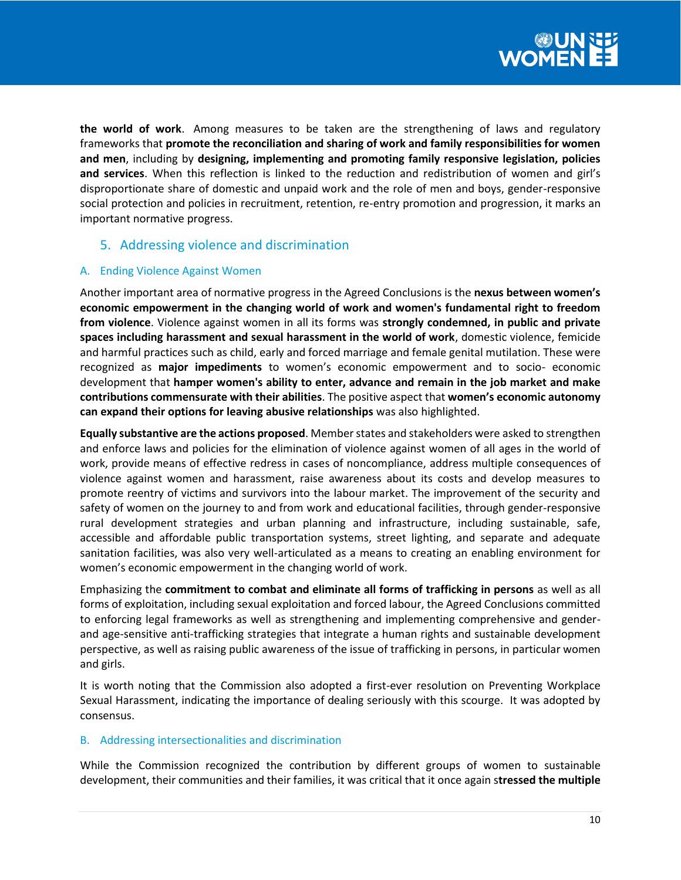**the world of work**. Among measures to be taken are the strengthening of laws and regulatory frameworks that **promote the reconciliation and sharing of work and family responsibilities for women and men**, including by **designing, implementing and promoting family responsive legislation, policies and services**. When this reflection is linked to the reduction and redistribution of women and girl's disproportionate share of domestic and unpaid work and the role of men and boys, gender-responsive social protection and policies in recruitment, retention, re-entry promotion and progression, it marks an important normative progress.

## 5. Addressing violence and discrimination

### A. Ending Violence Against Women

Another important area of normative progress in the Agreed Conclusions is the **nexus between women's economic empowerment in the changing world of work and women's fundamental right to freedom from violence**. Violence against women in all its forms was **strongly condemned, in public and private spaces including harassment and sexual harassment in the world of work**, domestic violence, femicide and harmful practices such as child, early and forced marriage and female genital mutilation. These were recognized as **major impediments** to women's economic empowerment and to socio- economic development that **hamper women's ability to enter, advance and remain in the job market and make contributions commensurate with their abilities**. The positive aspect that **women's economic autonomy can expand their options for leaving abusive relationships** was also highlighted.

**Equally substantive are the actions proposed**. Member states and stakeholders were asked to strengthen and enforce laws and policies for the elimination of violence against women of all ages in the world of work, provide means of effective redress in cases of noncompliance, address multiple consequences of violence against women and harassment, raise awareness about its costs and develop measures to promote reentry of victims and survivors into the labour market. The improvement of the security and safety of women on the journey to and from work and educational facilities, through gender-responsive rural development strategies and urban planning and infrastructure, including sustainable, safe, accessible and affordable public transportation systems, street lighting, and separate and adequate sanitation facilities, was also very well-articulated as a means to creating an enabling environment for women's economic empowerment in the changing world of work.

Emphasizing the **commitment to combat and eliminate all forms of trafficking in persons** as well as all forms of exploitation, including sexual exploitation and forced labour, the Agreed Conclusions committed to enforcing legal frameworks as well as strengthening and implementing comprehensive and gender- and age-sensitive anti-trafficking strategies that integrate a human rights and sustainable development perspective, as well as raising public awareness of the issue of trafficking in persons, in particular women and girls.

It is worth noting that the Commission also adopted a first-ever resolution on Preventing Workplace Sexual Harassment, indicating the importance of dealing seriously with this scourge. It was adopted by consensus.

### B. Addressing intersectionalities and discrimination

While the Commission recognized the contribution by different groups of women to sustainable development, their communities and their families, it was critical that it once again s**tressed the multiple**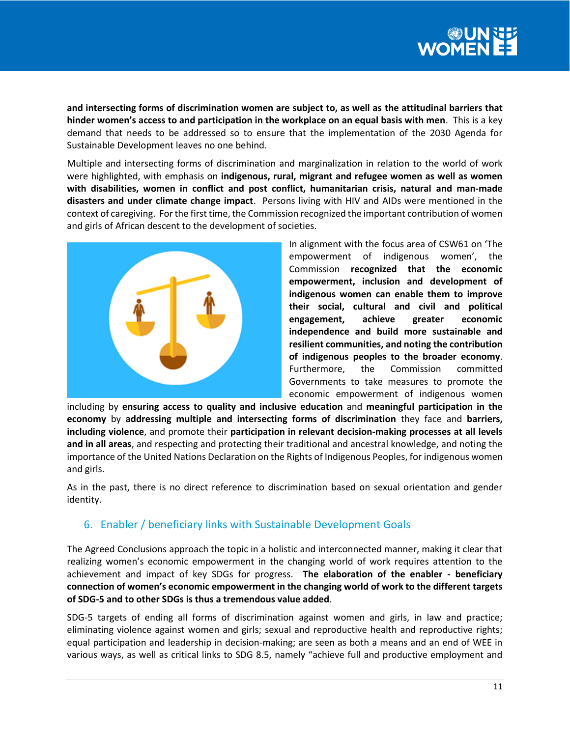**and intersecting forms of discrimination women are subject to, as well as the attitudinal barriers that hinder women's access to and participation in the workplace on an equal basis with men**. This is a key demand that needs to be addressed so to ensure that the implementation of the 2030 Agenda for Sustainable Development leaves no one behind.

Multiple and intersecting forms of discrimination and marginalization in relation to the world of work were highlighted, with emphasis on **indigenous, rural, migrant and refugee women as well as women with disabilities, women in conflict and post conflict, humanitarian crisis, natural and man-made disasters and under climate change impact**. Persons living with HIV and AIDs were mentioned in the context of caregiving. For the first time, the Commission recognized the important contribution of women and girls of African descent to the development of societies.

In alignment with the focus area of CSW61 on 'The empowerment of indigenous women', the Commission **recognized that the economic empowerment, inclusion and development of indigenous women can enable them to improve their social, cultural and civil and political engagement, achieve greater economic independence and build more sustainable and resilient communities, and noting the contribution of indigenous peoples to the broader economy**. Furthermore, the Commission committed Governments to take measures to promote the economic empowerment of indigenous women including by **ensuring access to quality and inclusive education** and **meaningful participation in the economy** by **addressing multiple and intersecting forms of discrimination** they face and **barriers, including violence**, and promote their **participation in relevant decision-making processes at all levels and in all areas**, and respecting and protecting their traditional and ancestral knowledge, and noting the importance of the United Nations Declaration on the Rights of Indigenous Peoples, for indigenous women and girls.

As in the past, there is no direct reference to discrimination based on sexual orientation and gender identity.

## 6. Enabler / beneficiary links with Sustainable Development Goals

The Agreed Conclusions approach the topic in a holistic and interconnected manner, making it clear that realizing women's economic empowerment in the changing world of work requires attention to the achievement and impact of key SDGs for progress. **The elaboration of the enabler - beneficiary connection of women's economic empowerment in the changing world of work to the different targets of SDG-5 and to other SDGs is thus a tremendous value added**.

SDG-5 targets of ending all forms of discrimination against women and girls, in law and practice; eliminating violence against women and girls; sexual and reproductive health and reproductive rights; equal participation and leadership in decision-making; are seen as both a means and an end of WEE in various ways, as well as critical links to SDG 8.5, namely "achieve full and productive employment and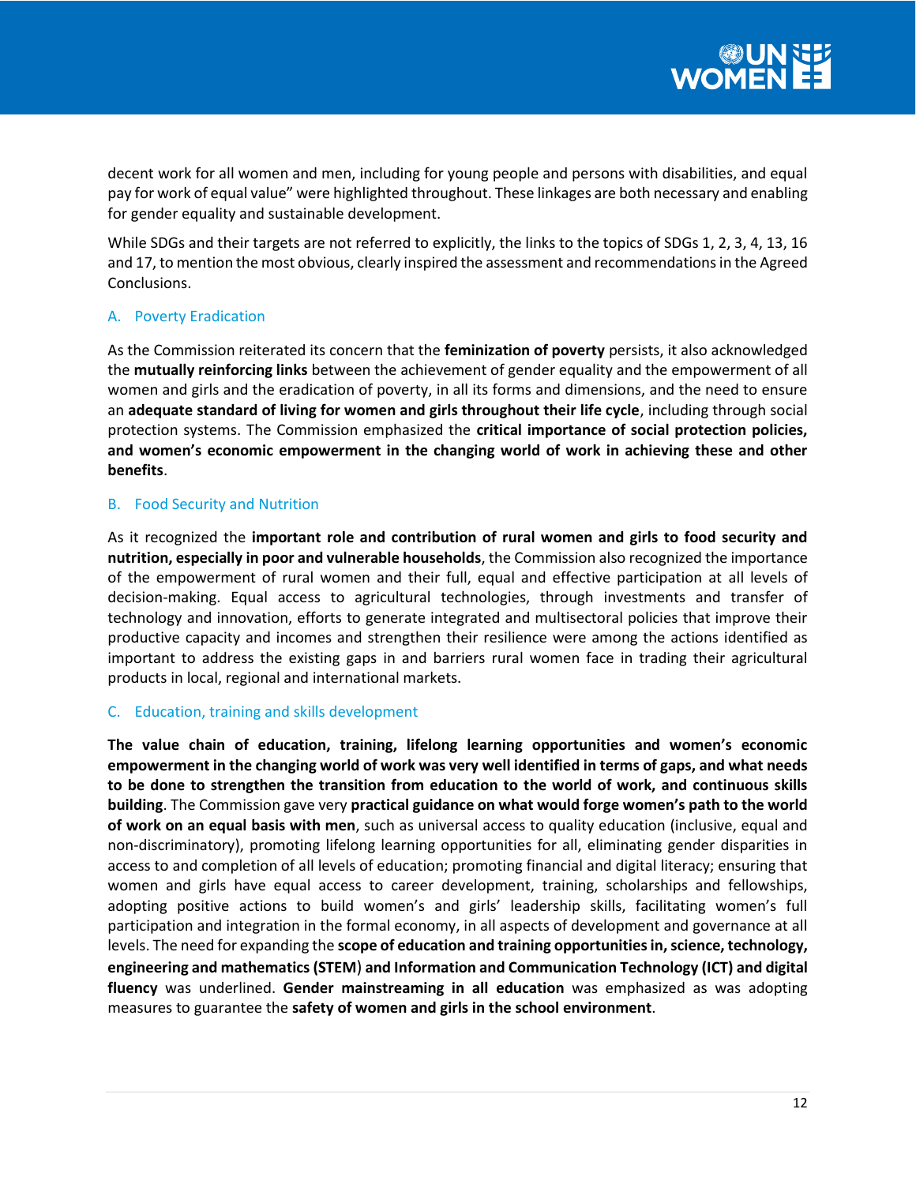decent work for all women and men, including for young people and persons with disabilities, and equal pay for work of equal value" were highlighted throughout. These linkages are both necessary and enabling for gender equality and sustainable development.

While SDGs and their targets are not referred to explicitly, the links to the topics of SDGs 1, 2, 3, 4, 13, 16 and 17, to mention the most obvious, clearly inspired the assessment and recommendations in the Agreed Conclusions.

### A. Poverty Eradication

As the Commission reiterated its concern that the **feminization of poverty** persists, it also acknowledged the **mutually reinforcing links** between the achievement of gender equality and the empowerment of all women and girls and the eradication of poverty, in all its forms and dimensions, and the need to ensure an **adequate standard of living for women and girls throughout their life cycle**, including through social protection systems. The Commission emphasized the **critical importance of social protection policies, and women's economic empowerment in the changing world of work in achieving these and other benefits**.

### B. Food Security and Nutrition

As it recognized the **important role and contribution of rural women and girls to food security and nutrition, especially in poor and vulnerable households**, the Commission also recognized the importance of the empowerment of rural women and their full, equal and effective participation at all levels of decision-making. Equal access to agricultural technologies, through investments and transfer of technology and innovation, efforts to generate integrated and multisectoral policies that improve their productive capacity and incomes and strengthen their resilience were among the actions identified as important to address the existing gaps in and barriers rural women face in trading their agricultural products in local, regional and international markets.

### C. Education, training and skills development

**The value chain of education, training, lifelong learning opportunities and women's economic empowerment in the changing world of work was very well identified in terms of gaps, and what needs to be done to strengthen the transition from education to the world of work, and continuous skills building**. The Commission gave very **practical guidance on what would forge women's path to the world of work on an equal basis with men**, such as universal access to quality education (inclusive, equal and non-discriminatory), promoting lifelong learning opportunities for all, eliminating gender disparities in access to and completion of all levels of education; promoting financial and digital literacy; ensuring that women and girls have equal access to career development, training, scholarships and fellowships, adopting positive actions to build women's and girls' leadership skills, facilitating women's full participation and integration in the formal economy, in all aspects of development and governance at all levels. The need for expanding the **scope of education and training opportunities in, science, technology, engineering and mathematics (STEM) and Information and Communication Technology (ICT) and digital fluency** was underlined. **Gender mainstreaming in all education** was emphasized as was adopting measures to guarantee the **safety of women and girls in the school environment**.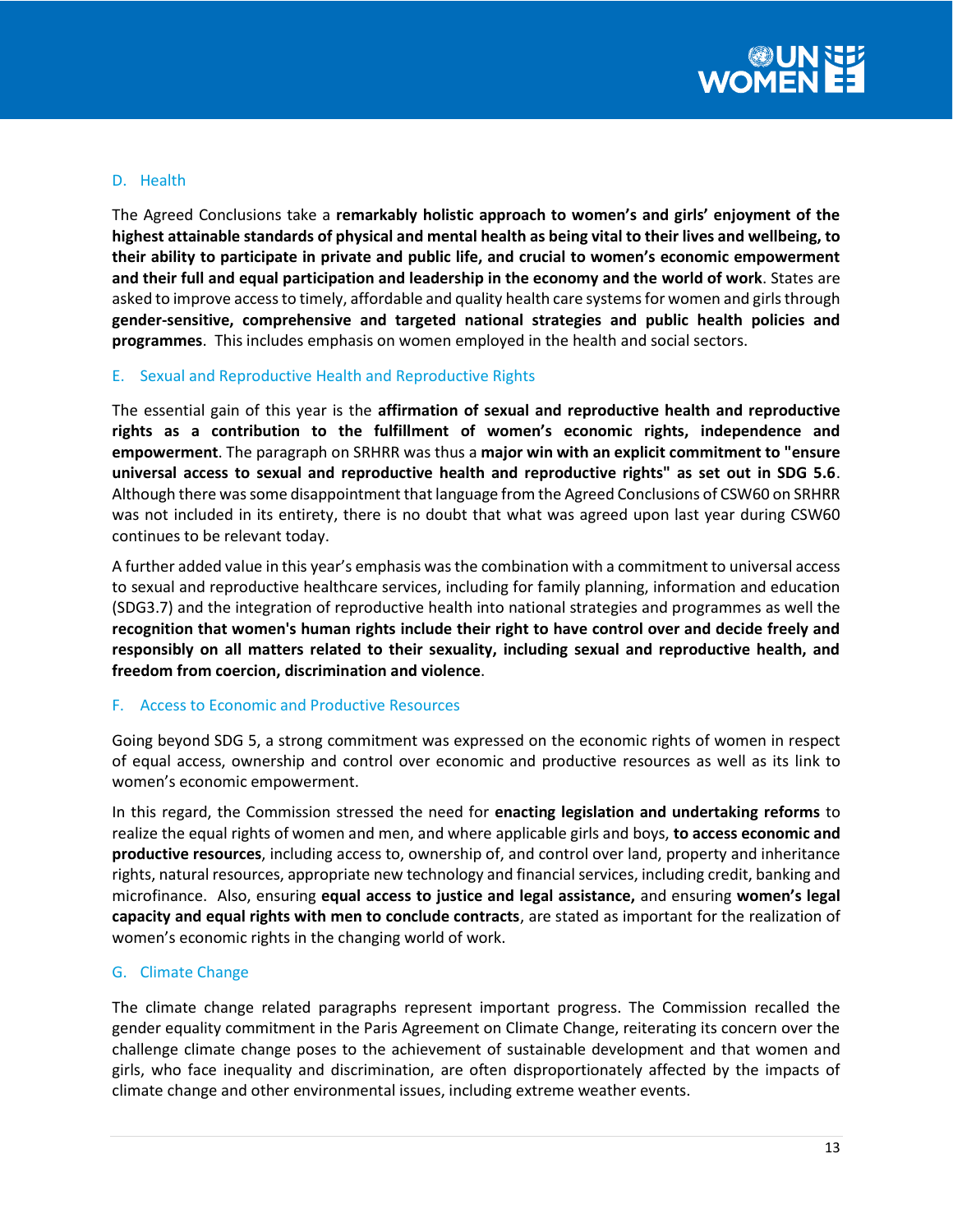## D. Health

The Agreed Conclusions take a **remarkably holistic approach to women's and girls' enjoyment of the highest attainable standards of physical and mental health as being vital to their lives and wellbeing, to their ability to participate in private and public life, and crucial to women's economic empowerment and their full and equal participation and leadership in the economy and the world of work**. States are asked to improve access to timely, affordable and quality health care systems for women and girls through **gender-sensitive, comprehensive and targeted national strategies and public health policies and programmes**. This includes emphasis on women employed in the health and social sectors.

## E. Sexual and Reproductive Health and Reproductive Rights

The essential gain of this year is the **affirmation of sexual and reproductive health and reproductive rights as a contribution to the fulfillment of women's economic rights, independence and empowerment**. The paragraph on SRHRR was thus a **major win with an explicit commitment to "ensure universal access to sexual and reproductive health and reproductive rights" as set out in SDG 5.6**. Although there was some disappointment that language from the Agreed Conclusions of CSW60 on SRHRR was not included in its entirety, there is no doubt that what was agreed upon last year during CSW60 continues to be relevant today.

A further added value in this year's emphasis was the combination with a commitment to universal access to sexual and reproductive healthcare services, including for family planning, information and education (SDG3.7) and the integration of reproductive health into national strategies and programmes as well the **recognition that women's human rights include their right to have control over and decide freely and responsibly on all matters related to their sexuality, including sexual and reproductive health, and freedom from coercion, discrimination and violence**.

## F. Access to Economic and Productive Resources

Going beyond SDG 5, a strong commitment was expressed on the economic rights of women in respect of equal access, ownership and control over economic and productive resources as well as its link to women's economic empowerment.

In this regard, the Commission stressed the need for **enacting legislation and undertaking reforms** to realize the equal rights of women and men, and where applicable girls and boys, **to access economic and productive resources**, including access to, ownership of, and control over land, property and inheritance rights, natural resources, appropriate new technology and financial services, including credit, banking and microfinance. Also, ensuring **equal access to justice and legal assistance,** and ensuring **women's legal capacity and equal rights with men to conclude contracts**, are stated as important for the realization of women's economic rights in the changing world of work.

## G. Climate Change

The climate change related paragraphs represent important progress. The Commission recalled the gender equality commitment in the Paris Agreement on Climate Change, reiterating its concern over the challenge climate change poses to the achievement of sustainable development and that women and girls, who face inequality and discrimination, are often disproportionately affected by the impacts of climate change and other environmental issues, including extreme weather events.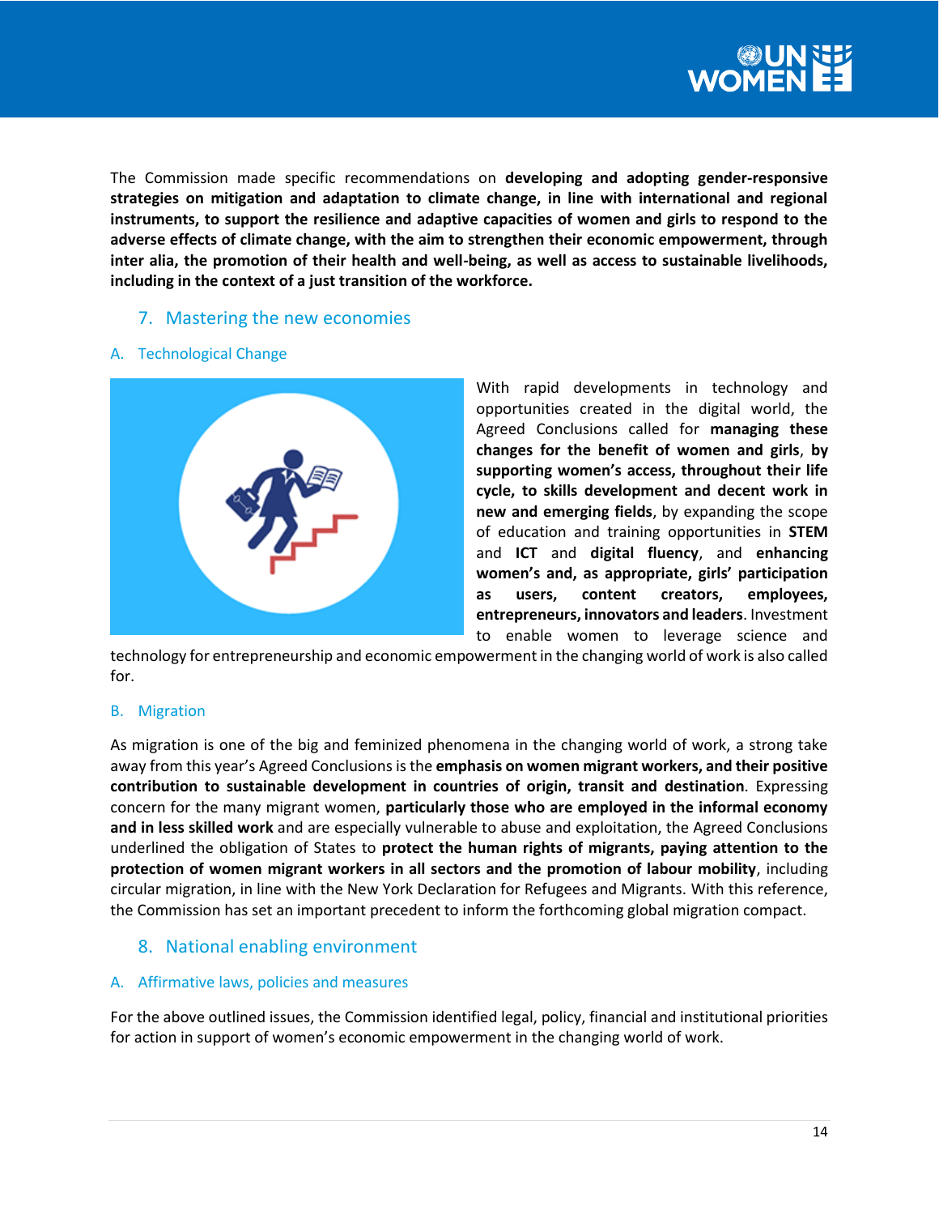The Commission made specific recommendations on **developing and adopting gender-responsive strategies on mitigation and adaptation to climate change, in line with international and regional instruments, to support the resilience and adaptive capacities of women and girls to respond to the adverse effects of climate change, with the aim to strengthen their economic empowerment, through inter alia, the promotion of their health and well-being, as well as access to sustainable livelihoods, including in the context of a just transition of the workforce.**

## 7. Mastering the new economies

### A. Technological Change

With rapid developments in technology and opportunities created in the digital world, the Agreed Conclusions called for **managing these changes for the benefit of women and girls**, **by supporting women's access, throughout their life cycle, to skills development and decent work in new and emerging fields**, by expanding the scope of education and training opportunities in **STEM** and **ICT** and **digital fluency**, and **enhancing women's and, as appropriate, girls' participation as users, content creators, employees, entrepreneurs, innovators and leaders**. Investment to enable women to leverage science and technology for entrepreneurship and economic empowerment in the changing world of work is also called for.

### B. Migration

As migration is one of the big and feminized phenomena in the changing world of work, a strong take away from this year's Agreed Conclusions is the **emphasis on women migrant workers, and their positive contribution to sustainable development in countries of origin, transit and destination**. Expressing concern for the many migrant women, **particularly those who are employed in the informal economy and in less skilled work** and are especially vulnerable to abuse and exploitation, the Agreed Conclusions underlined the obligation of States to **protect the human rights of migrants, paying attention to the protection of women migrant workers in all sectors and the promotion of labour mobility**, including circular migration, in line with the New York Declaration for Refugees and Migrants. With this reference, the Commission has set an important precedent to inform the forthcoming global migration compact.

## 8. National enabling environment

### A. Affirmative laws, policies and measures

For the above outlined issues, the Commission identified legal, policy, financial and institutional priorities for action in support of women's economic empowerment in the changing world of work.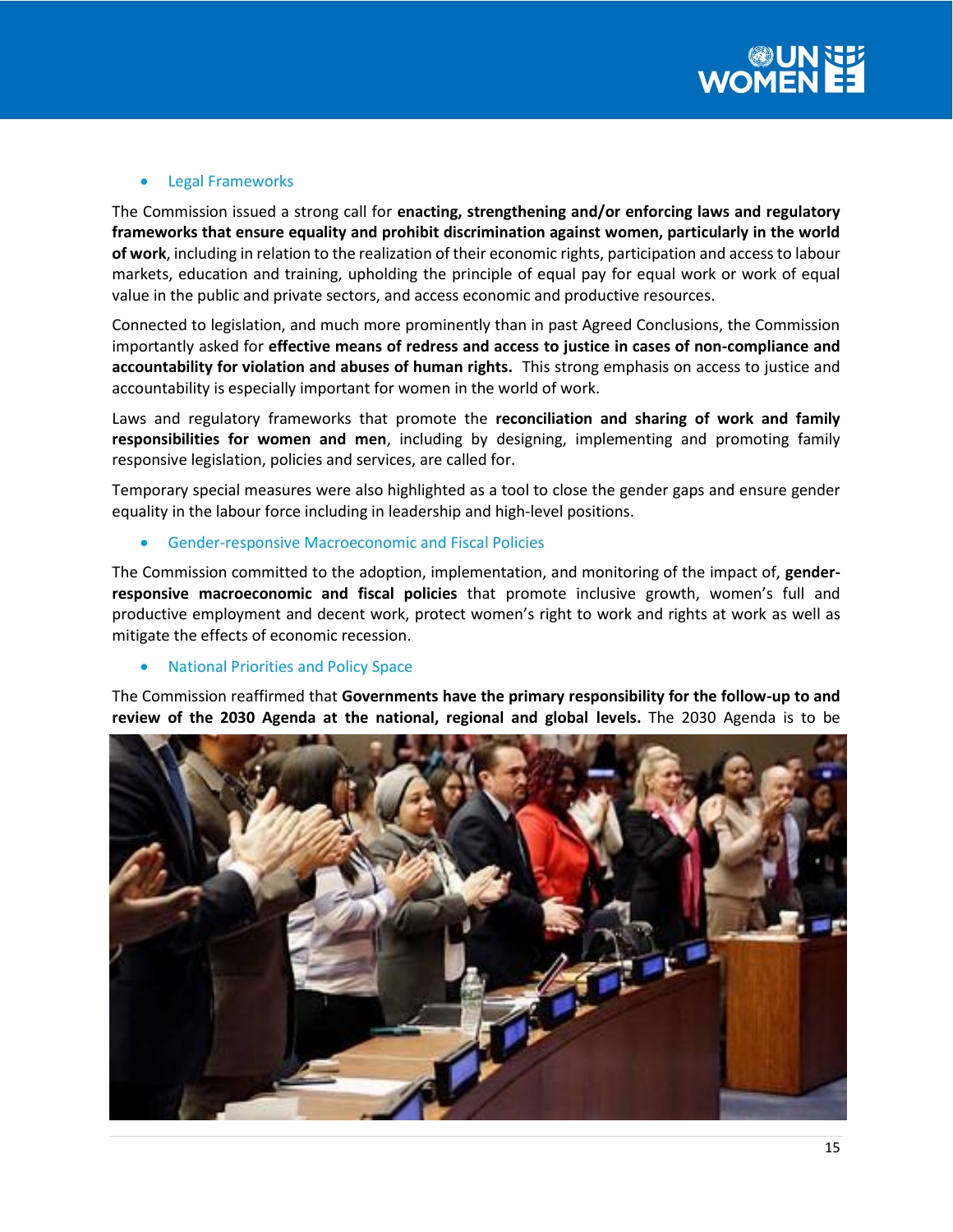- Legal Frameworks

The Commission issued a strong call for **enacting, strengthening and/or enforcing laws and regulatory frameworks that ensure equality and prohibit discrimination against women, particularly in the world of work**, including in relation to the realization of their economic rights, participation and access to labour markets, education and training, upholding the principle of equal pay for equal work or work of equal value in the public and private sectors, and access economic and productive resources.

Connected to legislation, and much more prominently than in past Agreed Conclusions, the Commission importantly asked for **effective means of redress and access to justice in cases of non-compliance and accountability for violation and abuses of human rights.** This strong emphasis on access to justice and accountability is especially important for women in the world of work.

Laws and regulatory frameworks that promote the **reconciliation and sharing of work and family responsibilities for women and men**, including by designing, implementing and promoting family responsive legislation, policies and services, are called for.

Temporary special measures were also highlighted as a tool to close the gender gaps and ensure gender equality in the labour force including in leadership and high-level positions.

- Gender-responsive Macroeconomic and Fiscal Policies

The Commission committed to the adoption, implementation, and monitoring of the impact of, **gender-responsive macroeconomic and fiscal policies** that promote inclusive growth, women's full and productive employment and decent work, protect women's right to work and rights at work as well as mitigate the effects of economic recession.

- National Priorities and Policy Space

The Commission reaffirmed that **Governments have the primary responsibility for the follow-up to and review of the 2030 Agenda at the national, regional and global levels.** The 2030 Agenda is to be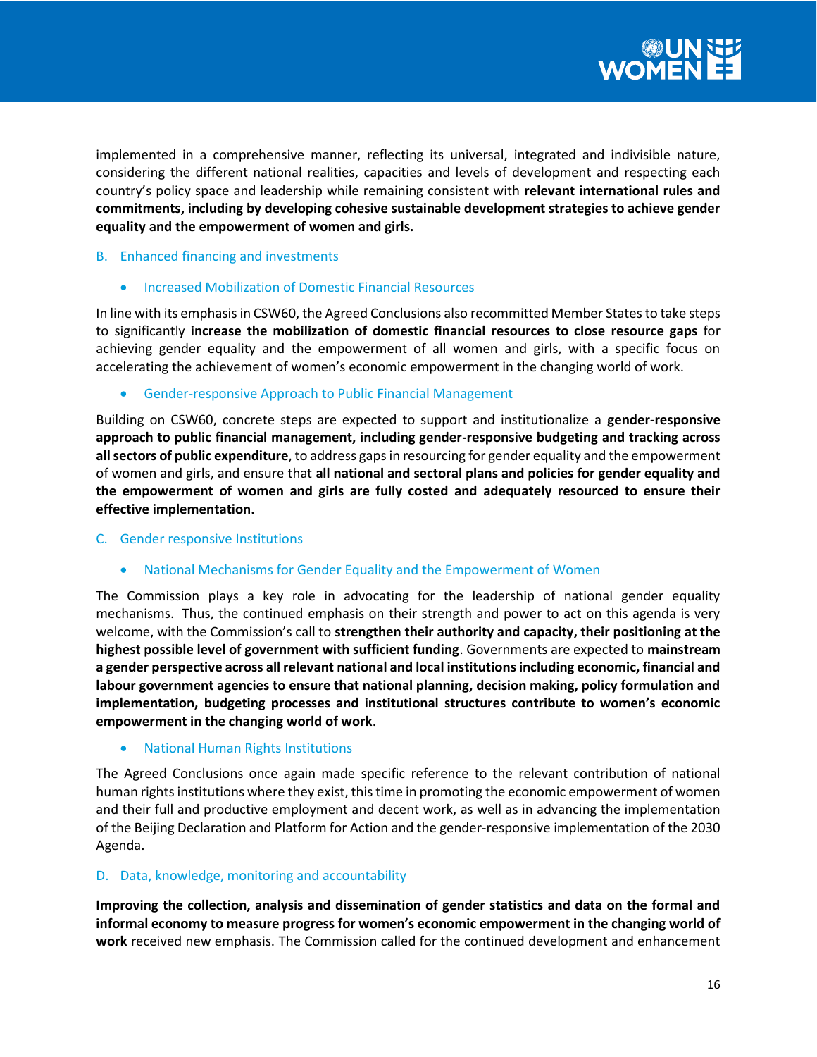implemented in a comprehensive manner, reflecting its universal, integrated and indivisible nature, considering the different national realities, capacities and levels of development and respecting each country's policy space and leadership while remaining consistent with **relevant international rules and commitments, including by developing cohesive sustainable development strategies to achieve gender equality and the empowerment of women and girls.**

### B. Enhanced financing and investments

- Increased Mobilization of Domestic Financial Resources

In line with its emphasis in CSW60, the Agreed Conclusions also recommitted Member States to take steps to significantly **increase the mobilization of domestic financial resources to close resource gaps** for achieving gender equality and the empowerment of all women and girls, with a specific focus on accelerating the achievement of women's economic empowerment in the changing world of work.

- Gender-responsive Approach to Public Financial Management

Building on CSW60, concrete steps are expected to support and institutionalize a **gender-responsive approach to public financial management, including gender-responsive budgeting and tracking across all sectors of public expenditure**, to address gaps in resourcing for gender equality and the empowerment of women and girls, and ensure that **all national and sectoral plans and policies for gender equality and the empowerment of women and girls are fully costed and adequately resourced to ensure their effective implementation.**

### C. Gender responsive Institutions

- National Mechanisms for Gender Equality and the Empowerment of Women

The Commission plays a key role in advocating for the leadership of national gender equality mechanisms. Thus, the continued emphasis on their strength and power to act on this agenda is very welcome, with the Commission's call to **strengthen their authority and capacity, their positioning at the highest possible level of government with sufficient funding**. Governments are expected to **mainstream a gender perspective across all relevant national and local institutions including economic, financial and labour government agencies to ensure that national planning, decision making, policy formulation and implementation, budgeting processes and institutional structures contribute to women's economic empowerment in the changing world of work**.

- National Human Rights Institutions

The Agreed Conclusions once again made specific reference to the relevant contribution of national human rights institutions where they exist, this time in promoting the economic empowerment of women and their full and productive employment and decent work, as well as in advancing the implementation of the Beijing Declaration and Platform for Action and the gender-responsive implementation of the 2030 Agenda.

### D. Data, knowledge, monitoring and accountability

**Improving the collection, analysis and dissemination of gender statistics and data on the formal and informal economy to measure progress for women's economic empowerment in the changing world of work** received new emphasis. The Commission called for the continued development and enhancement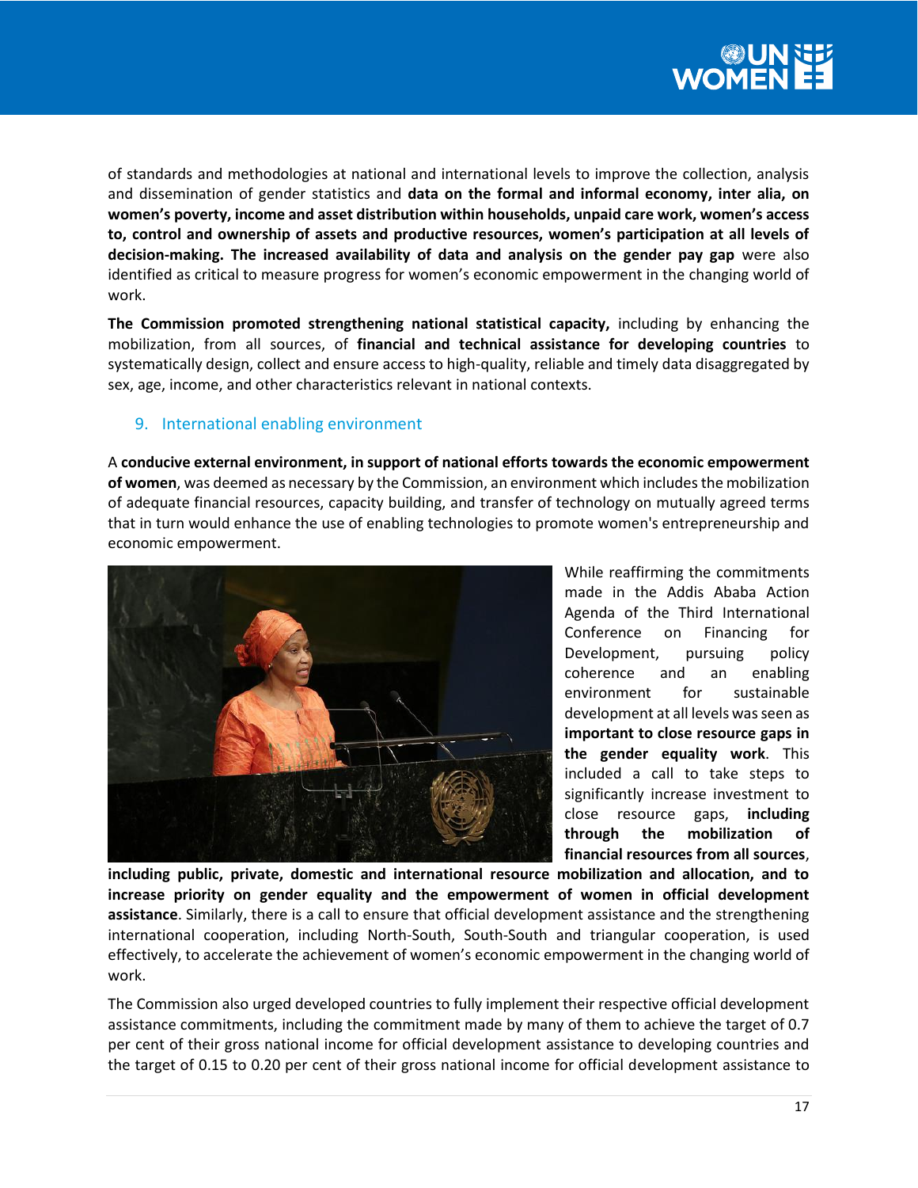of standards and methodologies at national and international levels to improve the collection, analysis and dissemination of gender statistics and **data on the formal and informal economy, inter alia, on women's poverty, income and asset distribution within households, unpaid care work, women's access to, control and ownership of assets and productive resources, women's participation at all levels of decision-making. The increased availability of data and analysis on the gender pay gap** were also identified as critical to measure progress for women's economic empowerment in the changing world of work.

**The Commission promoted strengthening national statistical capacity,** including by enhancing the mobilization, from all sources, of **financial and technical assistance for developing countries** to systematically design, collect and ensure access to high-quality, reliable and timely data disaggregated by sex, age, income, and other characteristics relevant in national contexts.

## 9. International enabling environment

A **conducive external environment, in support of national efforts towards the economic empowerment of women**, was deemed as necessary by the Commission, an environment which includes the mobilization of adequate financial resources, capacity building, and transfer of technology on mutually agreed terms that in turn would enhance the use of enabling technologies to promote women's entrepreneurship and economic empowerment.

While reaffirming the commitments made in the Addis Ababa Action Agenda of the Third International Conference on Financing for Development, pursuing policy coherence and an enabling environment for sustainable development at all levels was seen as **important to close resource gaps in the gender equality work**. This included a call to take steps to significantly increase investment to close resource gaps, **including through the mobilization of financial resources from all sources, including public, private, domestic and international resource mobilization and allocation, and to increase priority on gender equality and the empowerment of women in official development assistance**. Similarly, there is a call to ensure that official development assistance and the strengthening international cooperation, including North-South, South-South and triangular cooperation, is used effectively, to accelerate the achievement of women's economic empowerment in the changing world of work.

The Commission also urged developed countries to fully implement their respective official development assistance commitments, including the commitment made by many of them to achieve the target of 0.7 per cent of their gross national income for official development assistance to developing countries and the target of 0.15 to 0.20 per cent of their gross national income for official development assistance to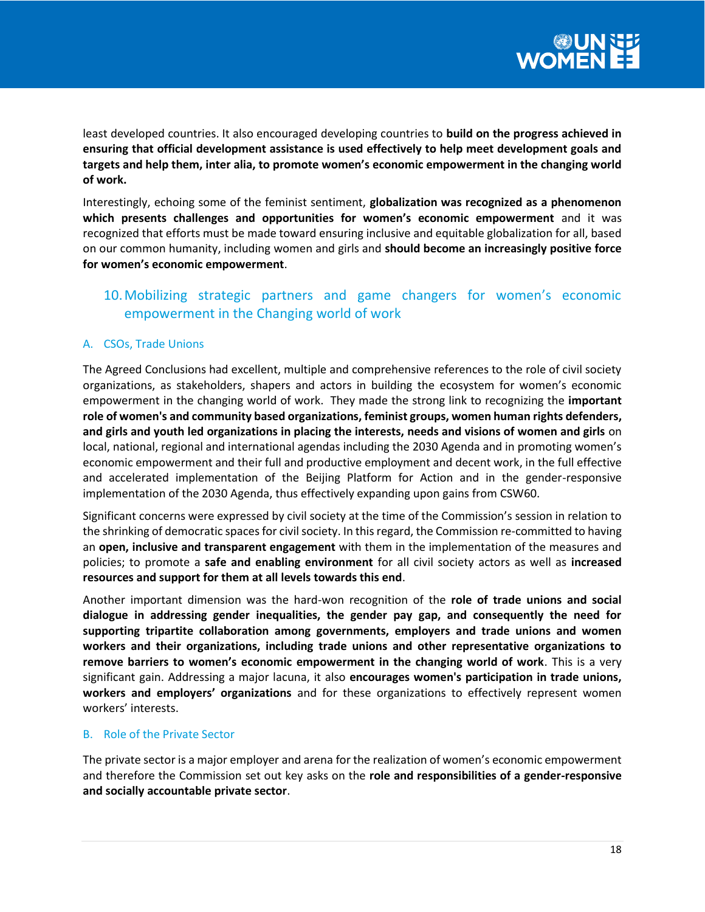least developed countries. It also encouraged developing countries to **build on the progress achieved in ensuring that official development assistance is used effectively to help meet development goals and targets and help them, inter alia, to promote women's economic empowerment in the changing world of work.**

Interestingly, echoing some of the feminist sentiment, **globalization was recognized as a phenomenon which presents challenges and opportunities for women's economic empowerment** and it was recognized that efforts must be made toward ensuring inclusive and equitable globalization for all, based on our common humanity, including women and girls and **should become an increasingly positive force for women's economic empowerment**.

## 10. Mobilizing strategic partners and game changers for women's economic empowerment in the Changing world of work

### A. CSOs, Trade Unions

The Agreed Conclusions had excellent, multiple and comprehensive references to the role of civil society organizations, as stakeholders, shapers and actors in building the ecosystem for women's economic empowerment in the changing world of work. They made the strong link to recognizing the **important role of women's and community based organizations, feminist groups, women human rights defenders, and girls and youth led organizations in placing the interests, needs and visions of women and girls** on local, national, regional and international agendas including the 2030 Agenda and in promoting women's economic empowerment and their full and productive employment and decent work, in the full effective and accelerated implementation of the Beijing Platform for Action and in the gender-responsive implementation of the 2030 Agenda, thus effectively expanding upon gains from CSW60.

Significant concerns were expressed by civil society at the time of the Commission's session in relation to the shrinking of democratic spaces for civil society. In this regard, the Commission re-committed to having an **open, inclusive and transparent engagement** with them in the implementation of the measures and policies; to promote a **safe and enabling environment** for all civil society actors as well as **increased resources and support for them at all levels towards this end**.

Another important dimension was the hard-won recognition of the **role of trade unions and social dialogue in addressing gender inequalities, the gender pay gap, and consequently the need for supporting tripartite collaboration among governments, employers and trade unions and women workers and their organizations, including trade unions and other representative organizations to remove barriers to women's economic empowerment in the changing world of work**. This is a very significant gain. Addressing a major lacuna, it also **encourages women's participation in trade unions, workers and employers' organizations** and for these organizations to effectively represent women workers' interests.

### B. Role of the Private Sector

The private sector is a major employer and arena for the realization of women's economic empowerment and therefore the Commission set out key asks on the **role and responsibilities of a gender-responsive and socially accountable private sector**.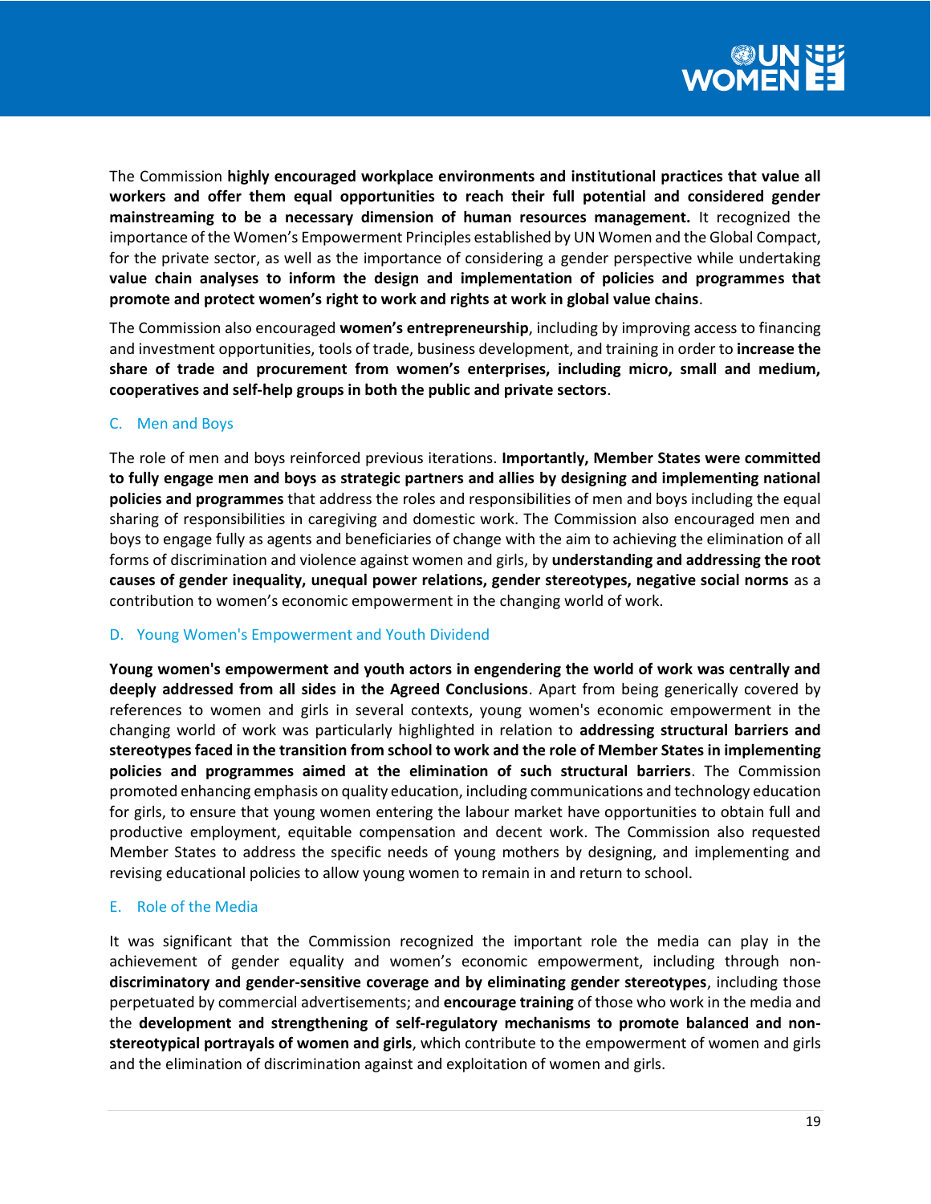The Commission **highly encouraged workplace environments and institutional practices that value all workers and offer them equal opportunities to reach their full potential and considered gender mainstreaming to be a necessary dimension of human resources management.** It recognized the importance of the Women's Empowerment Principles established by UN Women and the Global Compact, for the private sector, as well as the importance of considering a gender perspective while undertaking **value chain analyses to inform the design and implementation of policies and programmes that promote and protect women's right to work and rights at work in global value chains**.

The Commission also encouraged **women's entrepreneurship**, including by improving access to financing and investment opportunities, tools of trade, business development, and training in order to **increase the share of trade and procurement from women's enterprises, including micro, small and medium, cooperatives and self-help groups in both the public and private sectors**.

### C. Men and Boys

The role of men and boys reinforced previous iterations. **Importantly, Member States were committed to fully engage men and boys as strategic partners and allies by designing and implementing national policies and programmes** that address the roles and responsibilities of men and boys including the equal sharing of responsibilities in caregiving and domestic work. The Commission also encouraged men and boys to engage fully as agents and beneficiaries of change with the aim to achieving the elimination of all forms of discrimination and violence against women and girls, by **understanding and addressing the root causes of gender inequality, unequal power relations, gender stereotypes, negative social norms** as a contribution to women's economic empowerment in the changing world of work.

### D. Young Women's Empowerment and Youth Dividend

**Young women's empowerment and youth actors in engendering the world of work was centrally and deeply addressed from all sides in the Agreed Conclusions**. Apart from being generically covered by references to women and girls in several contexts, young women's economic empowerment in the changing world of work was particularly highlighted in relation to **addressing structural barriers and stereotypes faced in the transition from school to work and the role of Member States in implementing policies and programmes aimed at the elimination of such structural barriers**. The Commission promoted enhancing emphasis on quality education, including communications and technology education for girls, to ensure that young women entering the labour market have opportunities to obtain full and productive employment, equitable compensation and decent work. The Commission also requested Member States to address the specific needs of young mothers by designing, and implementing and revising educational policies to allow young women to remain in and return to school.

### E. Role of the Media

It was significant that the Commission recognized the important role the media can play in the achievement of gender equality and women's economic empowerment, including through non-**discriminatory and gender-sensitive coverage and by eliminating gender stereotypes**, including those perpetuated by commercial advertisements; and **encourage training** of those who work in the media and the **development and strengthening of self-regulatory mechanisms to promote balanced and non-stereotypical portrayals of women and girls**, which contribute to the empowerment of women and girls and the elimination of discrimination against and exploitation of women and girls.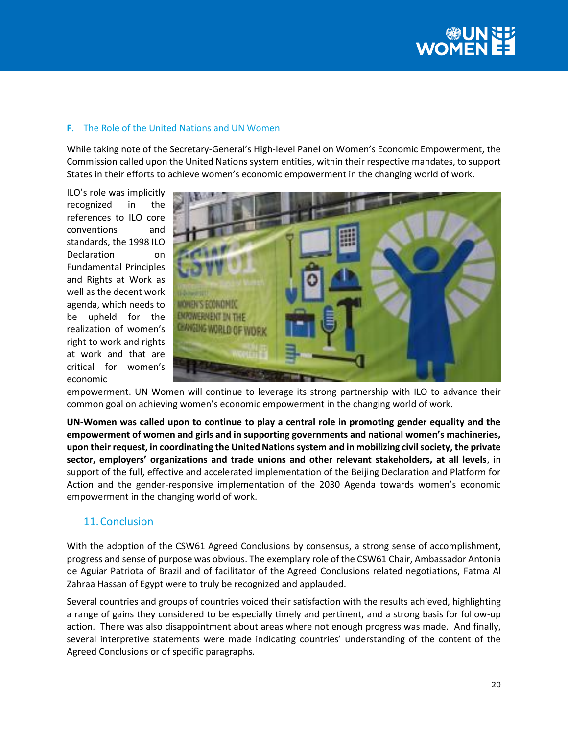### F. The Role of the United Nations and UN Women

While taking note of the Secretary-General's High-level Panel on Women's Economic Empowerment, the Commission called upon the United Nations system entities, within their respective mandates, to support States in their efforts to achieve women's economic empowerment in the changing world of work.

ILO's role was implicitly recognized in the references to ILO core conventions and standards, the 1998 ILO Declaration on Fundamental Principles and Rights at Work as well as the decent work agenda, which needs to be upheld for the realization of women's right to work and rights at work and that are critical for women's economic empowerment. UN Women will continue to leverage its strong partnership with ILO to advance their common goal on achieving women's economic empowerment in the changing world of work.

**UN-Women was called upon to continue to play a central role in promoting gender equality and the empowerment of women and girls and in supporting governments and national women's machineries, upon their request, in coordinating the United Nations system and in mobilizing civil society, the private sector, employers' organizations and trade unions and other relevant stakeholders, at all levels**, in support of the full, effective and accelerated implementation of the Beijing Declaration and Platform for Action and the gender-responsive implementation of the 2030 Agenda towards women's economic empowerment in the changing world of work.

## 11. Conclusion

With the adoption of the CSW61 Agreed Conclusions by consensus, a strong sense of accomplishment, progress and sense of purpose was obvious. The exemplary role of the CSW61 Chair, Ambassador Antonia de Aguiar Patriota of Brazil and of facilitator of the Agreed Conclusions related negotiations, Fatma Al Zahraa Hassan of Egypt were to truly be recognized and applauded.

Several countries and groups of countries voiced their satisfaction with the results achieved, highlighting a range of gains they considered to be especially timely and pertinent, and a strong basis for follow-up action. There was also disappointment about areas where not enough progress was made. And finally, several interpretive statements were made indicating countries' understanding of the content of the Agreed Conclusions or of specific paragraphs.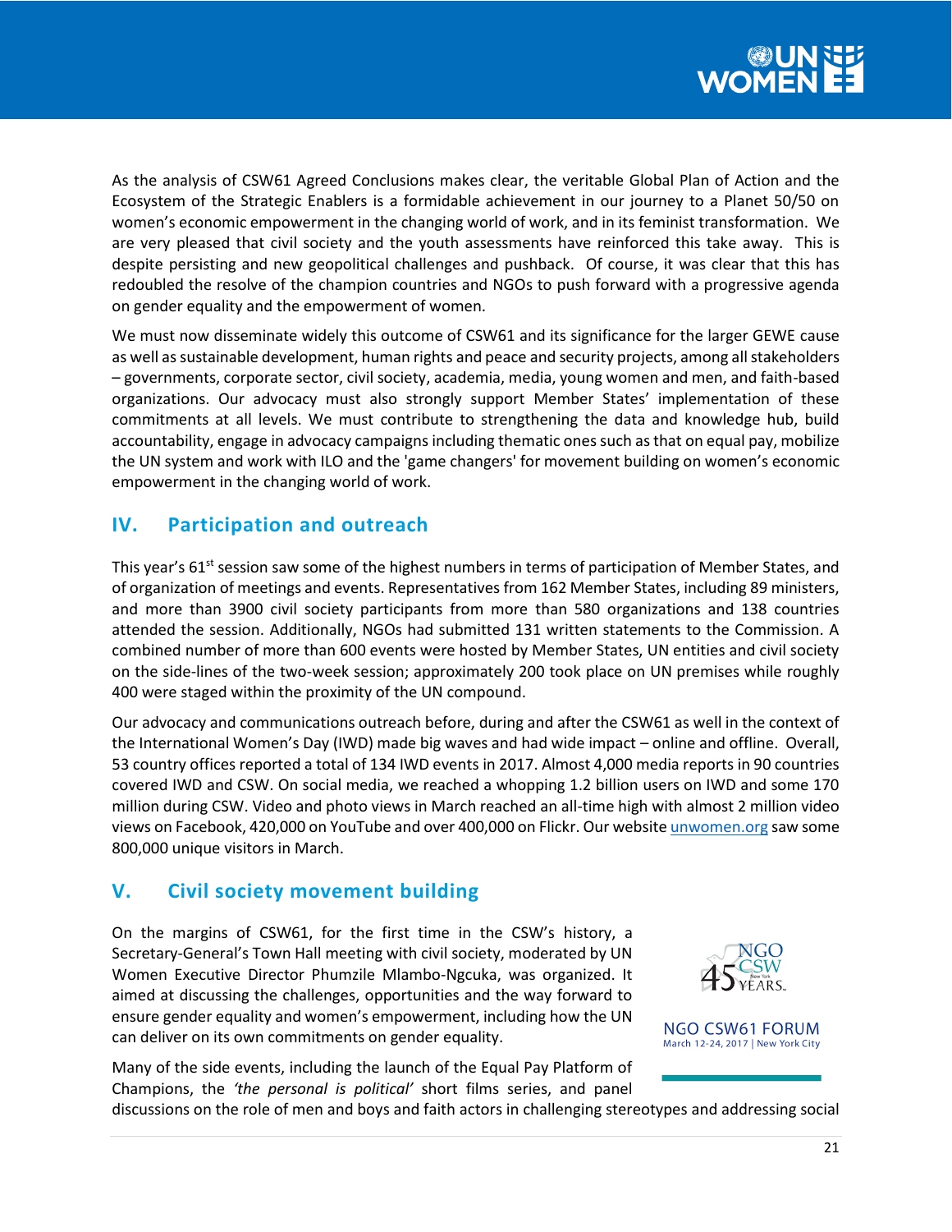As the analysis of CSW61 Agreed Conclusions makes clear, the veritable Global Plan of Action and the Ecosystem of the Strategic Enablers is a formidable achievement in our journey to a Planet 50/50 on women's economic empowerment in the changing world of work, and in its feminist transformation. We are very pleased that civil society and the youth assessments have reinforced this take away. This is despite persisting and new geopolitical challenges and pushback. Of course, it was clear that this has redoubled the resolve of the champion countries and NGOs to push forward with a progressive agenda on gender equality and the empowerment of women.

We must now disseminate widely this outcome of CSW61 and its significance for the larger GEWE cause as well as sustainable development, human rights and peace and security projects, among all stakeholders – governments, corporate sector, civil society, academia, media, young women and men, and faith-based organizations. Our advocacy must also strongly support Member States' implementation of these commitments at all levels. We must contribute to strengthening the data and knowledge hub, build accountability, engage in advocacy campaigns including thematic ones such as that on equal pay, mobilize the UN system and work with ILO and the 'game changers' for movement building on women's economic empowerment in the changing world of work.

## IV. Participation and outreach

This year's 61st session saw some of the highest numbers in terms of participation of Member States, and of organization of meetings and events. Representatives from 162 Member States, including 89 ministers, and more than 3900 civil society participants from more than 580 organizations and 138 countries attended the session. Additionally, NGOs had submitted 131 written statements to the Commission. A combined number of more than 600 events were hosted by Member States, UN entities and civil society on the side-lines of the two-week session; approximately 200 took place on UN premises while roughly 400 were staged within the proximity of the UN compound.

Our advocacy and communications outreach before, during and after the CSW61 as well in the context of the International Women's Day (IWD) made big waves and had wide impact – online and offline. Overall, 53 country offices reported a total of 134 IWD events in 2017. Almost 4,000 media reports in 90 countries covered IWD and CSW. On social media, we reached a whopping 1.2 billion users on IWD and some 170 million during CSW. Video and photo views in March reached an all-time high with almost 2 million video views on Facebook, 420,000 on YouTube and over 400,000 on Flickr. Our website unwomen.org saw some 800,000 unique visitors in March.

## V. Civil society movement building

On the margins of CSW61, for the first time in the CSW's history, a Secretary-General's Town Hall meeting with civil society, moderated by UN Women Executive Director Phumzile Mlambo-Ngcuka, was organized. It aimed at discussing the challenges, opportunities and the way forward to ensure gender equality and women's empowerment, including how the UN can deliver on its own commitments on gender equality.

NGO CSW61 FORUM
March 12-24, 2017 | New York City

Many of the side events, including the launch of the Equal Pay Platform of Champions, the *'the personal is political'* short films series, and panel discussions on the role of men and boys and faith actors in challenging stereotypes and addressing social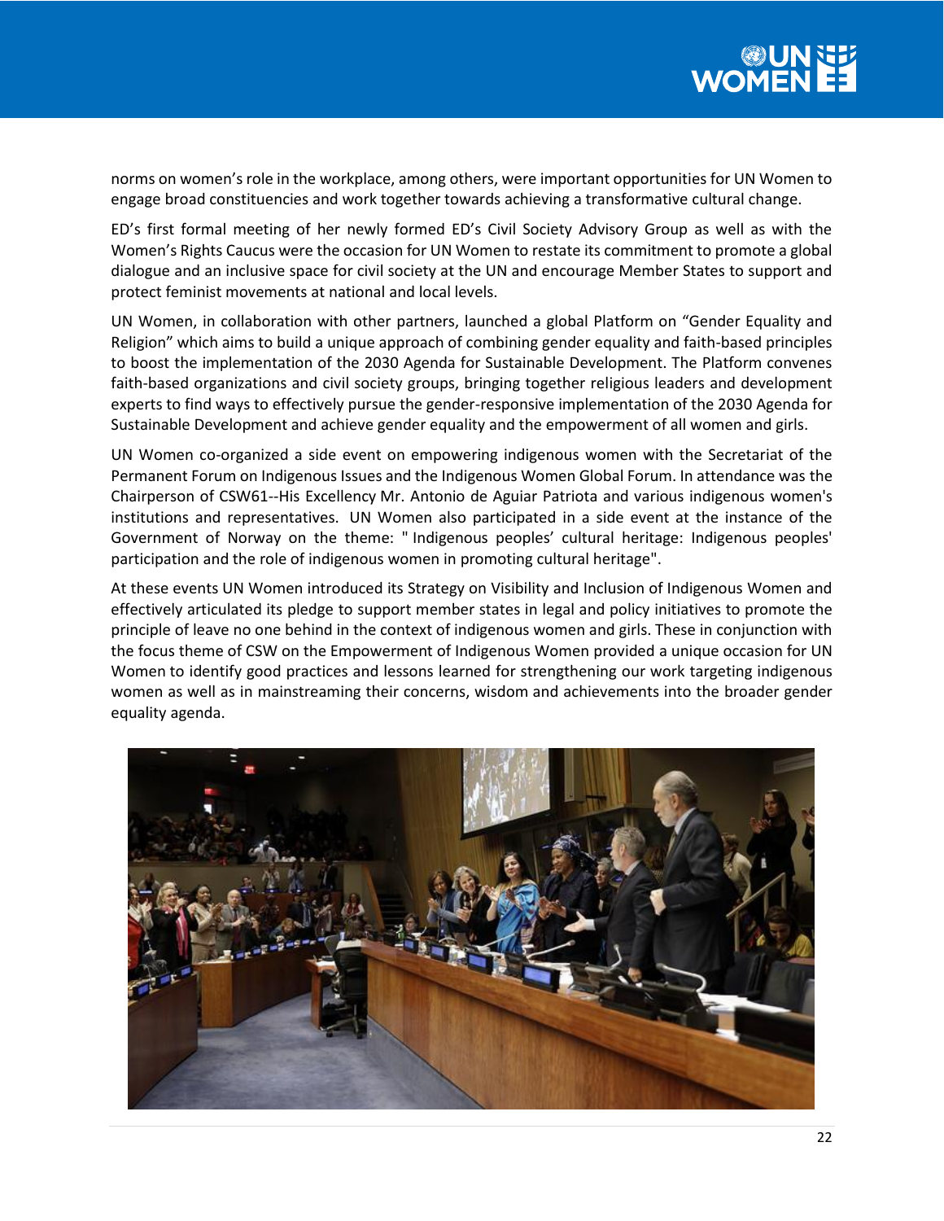norms on women's role in the workplace, among others, were important opportunities for UN Women to engage broad constituencies and work together towards achieving a transformative cultural change.

ED's first formal meeting of her newly formed ED's Civil Society Advisory Group as well as with the Women's Rights Caucus were the occasion for UN Women to restate its commitment to promote a global dialogue and an inclusive space for civil society at the UN and encourage Member States to support and protect feminist movements at national and local levels.

UN Women, in collaboration with other partners, launched a global Platform on "Gender Equality and Religion" which aims to build a unique approach of combining gender equality and faith-based principles to boost the implementation of the 2030 Agenda for Sustainable Development. The Platform convenes faith-based organizations and civil society groups, bringing together religious leaders and development experts to find ways to effectively pursue the gender-responsive implementation of the 2030 Agenda for Sustainable Development and achieve gender equality and the empowerment of all women and girls.

UN Women co-organized a side event on empowering indigenous women with the Secretariat of the Permanent Forum on Indigenous Issues and the Indigenous Women Global Forum. In attendance was the Chairperson of CSW61--His Excellency Mr. Antonio de Aguiar Patriota and various indigenous women's institutions and representatives. UN Women also participated in a side event at the instance of the Government of Norway on the theme: " Indigenous peoples' cultural heritage: Indigenous peoples' participation and the role of indigenous women in promoting cultural heritage".

At these events UN Women introduced its Strategy on Visibility and Inclusion of Indigenous Women and effectively articulated its pledge to support member states in legal and policy initiatives to promote the principle of leave no one behind in the context of indigenous women and girls. These in conjunction with the focus theme of CSW on the Empowerment of Indigenous Women provided a unique occasion for UN Women to identify good practices and lessons learned for strengthening our work targeting indigenous women as well as in mainstreaming their concerns, wisdom and achievements into the broader gender equality agenda.